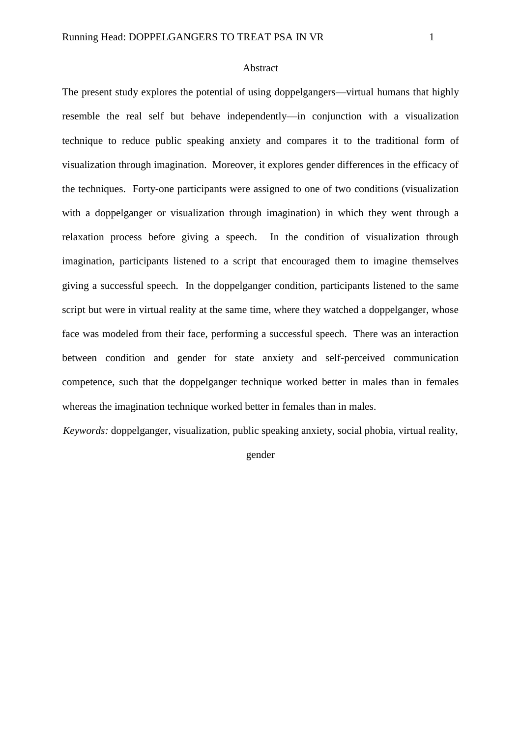## Abstract

The present study explores the potential of using doppelgangers—virtual humans that highly resemble the real self but behave independently—in conjunction with a visualization technique to reduce public speaking anxiety and compares it to the traditional form of visualization through imagination. Moreover, it explores gender differences in the efficacy of the techniques. Forty-one participants were assigned to one of two conditions (visualization with a doppelganger or visualization through imagination) in which they went through a relaxation process before giving a speech. In the condition of visualization through imagination, participants listened to a script that encouraged them to imagine themselves giving a successful speech. In the doppelganger condition, participants listened to the same script but were in virtual reality at the same time, where they watched a doppelganger, whose face was modeled from their face, performing a successful speech. There was an interaction between condition and gender for state anxiety and self-perceived communication competence, such that the doppelganger technique worked better in males than in females whereas the imagination technique worked better in females than in males.

*Keywords:* doppelganger, visualization, public speaking anxiety, social phobia, virtual reality, gender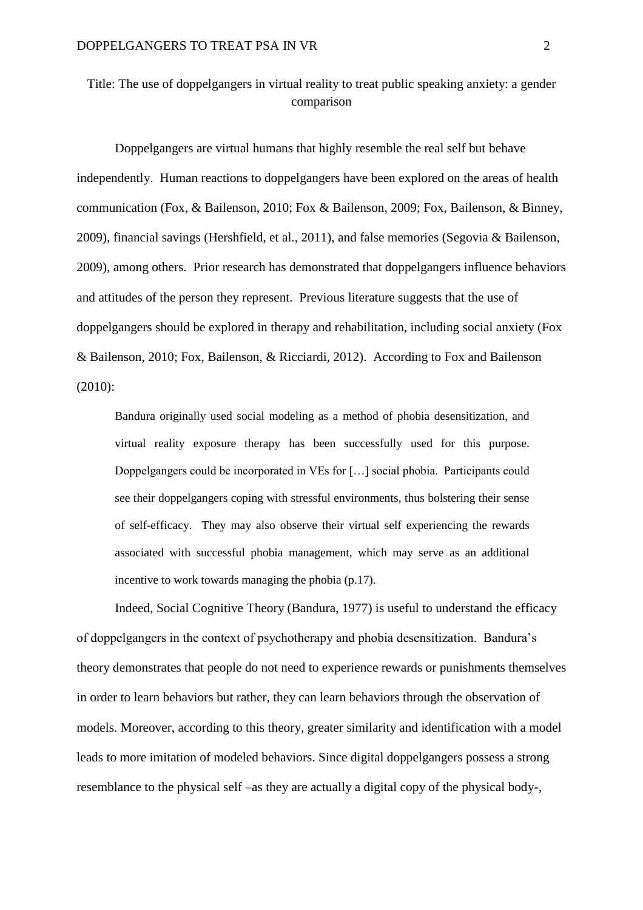Title: The use of doppelgangers in virtual reality to treat public speaking anxiety: a gender comparison

Doppelgangers are virtual humans that highly resemble the real self but behave independently. Human reactions to doppelgangers have been explored on the areas of health communication (Fox, & Bailenson, 2010; Fox & Bailenson, 2009; Fox, Bailenson, & Binney, 2009), financial savings (Hershfield, et al., 2011), and false memories (Segovia & Bailenson, 2009), among others. Prior research has demonstrated that doppelgangers influence behaviors and attitudes of the person they represent. Previous literature suggests that the use of doppelgangers should be explored in therapy and rehabilitation, including social anxiety (Fox & Bailenson, 2010; Fox, Bailenson, & Ricciardi, 2012). According to Fox and Bailenson (2010):

> Bandura originally used social modeling as a method of phobia desensitization, and virtual reality exposure therapy has been successfully used for this purpose. Doppelgangers could be incorporated in VEs for […] social phobia. Participants could see their doppelgangers coping with stressful environments, thus bolstering their sense of self-efficacy. They may also observe their virtual self experiencing the rewards associated with successful phobia management, which may serve as an additional incentive to work towards managing the phobia (p.17).

Indeed, Social Cognitive Theory (Bandura, 1977) is useful to understand the efficacy of doppelgangers in the context of psychotherapy and phobia desensitization. Bandura's theory demonstrates that people do not need to experience rewards or punishments themselves in order to learn behaviors but rather, they can learn behaviors through the observation of models. Moreover, according to this theory, greater similarity and identification with a model leads to more imitation of modeled behaviors. Since digital doppelgangers possess a strong resemblance to the physical self –as they are actually a digital copy of the physical body-,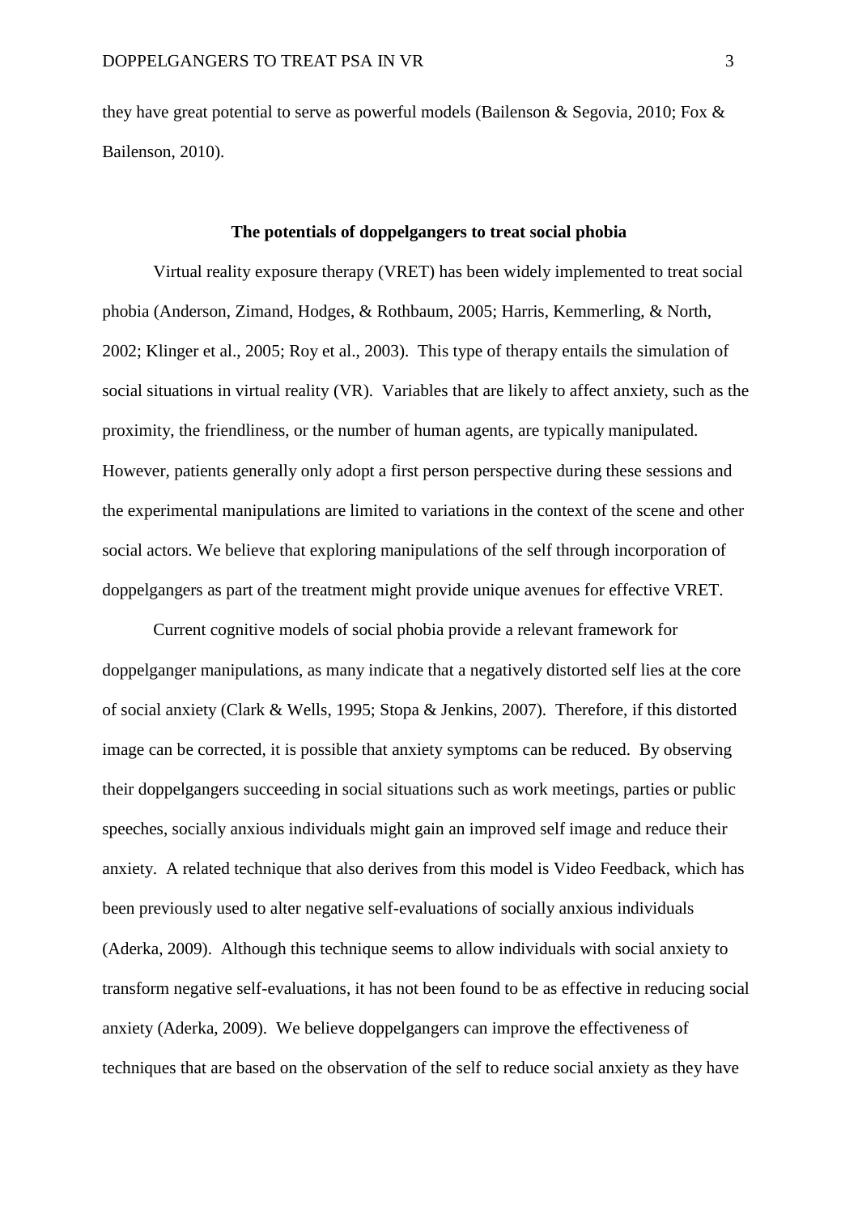they have great potential to serve as powerful models (Bailenson & Segovia, 2010; Fox & Bailenson, 2010).

## The potentials of doppelgangers to treat social phobia

Virtual reality exposure therapy (VRET) has been widely implemented to treat social phobia (Anderson, Zimand, Hodges, & Rothbaum, 2005; Harris, Kemmerling, & North, 2002; Klinger et al., 2005; Roy et al., 2003). This type of therapy entails the simulation of social situations in virtual reality (VR). Variables that are likely to affect anxiety, such as the proximity, the friendliness, or the number of human agents, are typically manipulated. However, patients generally only adopt a first person perspective during these sessions and the experimental manipulations are limited to variations in the context of the scene and other social actors. We believe that exploring manipulations of the self through incorporation of doppelgangers as part of the treatment might provide unique avenues for effective VRET.

Current cognitive models of social phobia provide a relevant framework for doppelganger manipulations, as many indicate that a negatively distorted self lies at the core of social anxiety (Clark & Wells, 1995; Stopa & Jenkins, 2007). Therefore, if this distorted image can be corrected, it is possible that anxiety symptoms can be reduced. By observing their doppelgangers succeeding in social situations such as work meetings, parties or public speeches, socially anxious individuals might gain an improved self image and reduce their anxiety. A related technique that also derives from this model is Video Feedback, which has been previously used to alter negative self-evaluations of socially anxious individuals (Aderka, 2009). Although this technique seems to allow individuals with social anxiety to transform negative self-evaluations, it has not been found to be as effective in reducing social anxiety (Aderka, 2009). We believe doppelgangers can improve the effectiveness of techniques that are based on the observation of the self to reduce social anxiety as they have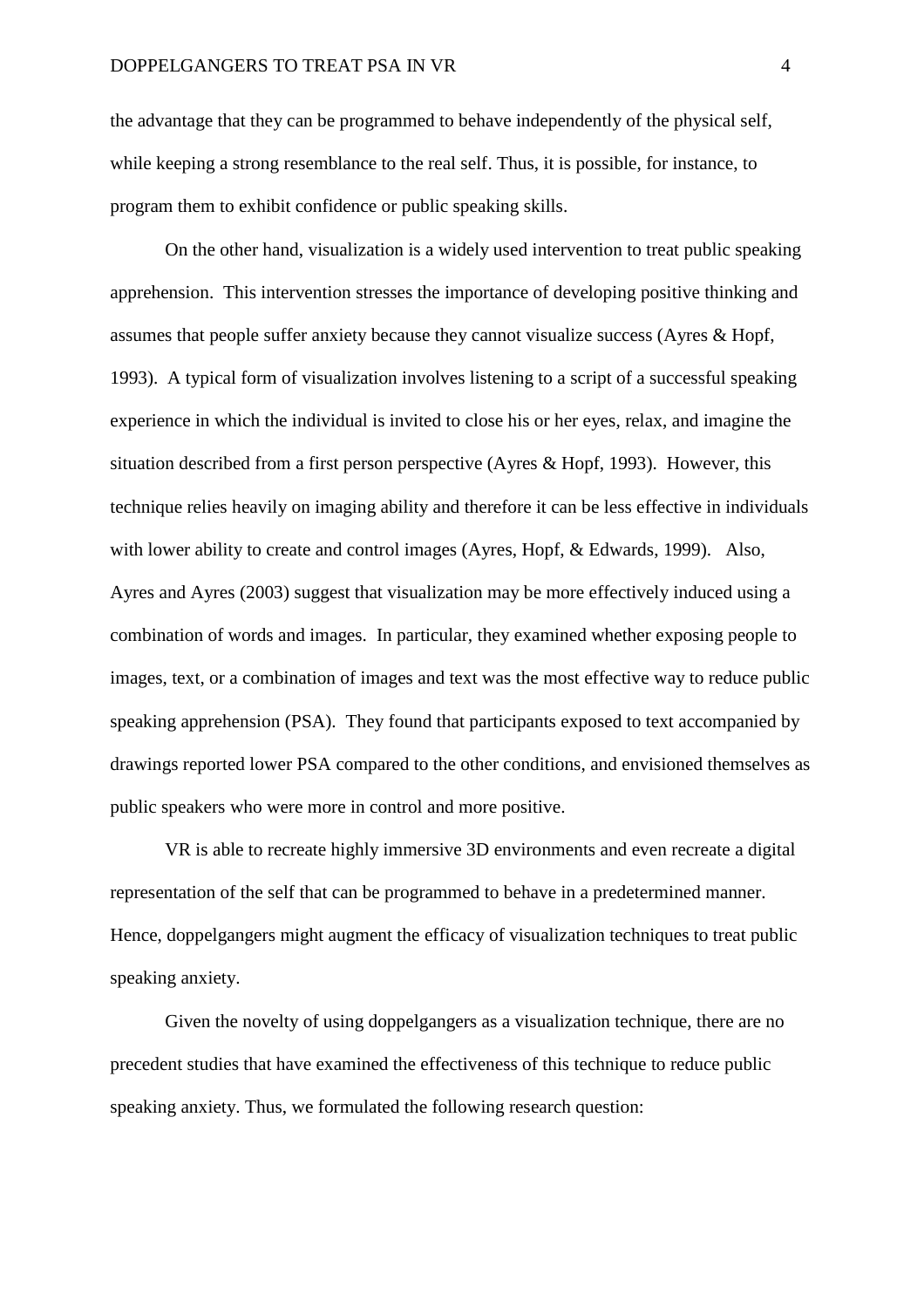the advantage that they can be programmed to behave independently of the physical self, while keeping a strong resemblance to the real self. Thus, it is possible, for instance, to program them to exhibit confidence or public speaking skills.

On the other hand, visualization is a widely used intervention to treat public speaking apprehension. This intervention stresses the importance of developing positive thinking and assumes that people suffer anxiety because they cannot visualize success (Ayres & Hopf, 1993). A typical form of visualization involves listening to a script of a successful speaking experience in which the individual is invited to close his or her eyes, relax, and imagine the situation described from a first person perspective (Ayres & Hopf, 1993). However, this technique relies heavily on imaging ability and therefore it can be less effective in individuals with lower ability to create and control images (Ayres, Hopf, & Edwards, 1999). Also, Ayres and Ayres (2003) suggest that visualization may be more effectively induced using a combination of words and images. In particular, they examined whether exposing people to images, text, or a combination of images and text was the most effective way to reduce public speaking apprehension (PSA). They found that participants exposed to text accompanied by drawings reported lower PSA compared to the other conditions, and envisioned themselves as public speakers who were more in control and more positive.

VR is able to recreate highly immersive 3D environments and even recreate a digital representation of the self that can be programmed to behave in a predetermined manner. Hence, doppelgangers might augment the efficacy of visualization techniques to treat public speaking anxiety.

Given the novelty of using doppelgangers as a visualization technique, there are no precedent studies that have examined the effectiveness of this technique to reduce public speaking anxiety. Thus, we formulated the following research question: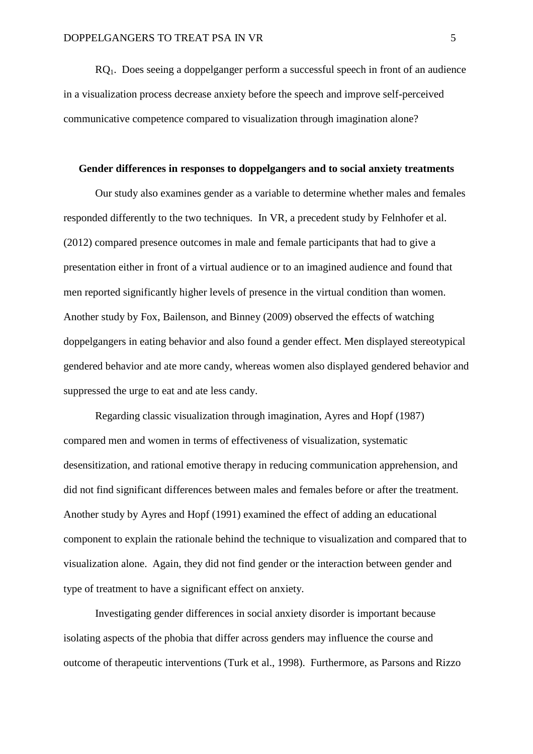$RQ_1$. Does seeing a doppelganger perform a successful speech in front of an audience in a visualization process decrease anxiety before the speech and improve self-perceived communicative competence compared to visualization through imagination alone?

**Gender differences in responses to doppelgangers and to social anxiety treatments**

Our study also examines gender as a variable to determine whether males and females responded differently to the two techniques. In VR, a precedent study by Felnhofer et al. (2012) compared presence outcomes in male and female participants that had to give a presentation either in front of a virtual audience or to an imagined audience and found that men reported significantly higher levels of presence in the virtual condition than women. Another study by Fox, Bailenson, and Binney (2009) observed the effects of watching doppelgangers in eating behavior and also found a gender effect. Men displayed stereotypical gendered behavior and ate more candy, whereas women also displayed gendered behavior and suppressed the urge to eat and ate less candy.

Regarding classic visualization through imagination, Ayres and Hopf (1987) compared men and women in terms of effectiveness of visualization, systematic desensitization, and rational emotive therapy in reducing communication apprehension, and did not find significant differences between males and females before or after the treatment. Another study by Ayres and Hopf (1991) examined the effect of adding an educational component to explain the rationale behind the technique to visualization and compared that to visualization alone. Again, they did not find gender or the interaction between gender and type of treatment to have a significant effect on anxiety.

Investigating gender differences in social anxiety disorder is important because isolating aspects of the phobia that differ across genders may influence the course and outcome of therapeutic interventions (Turk et al., 1998). Furthermore, as Parsons and Rizzo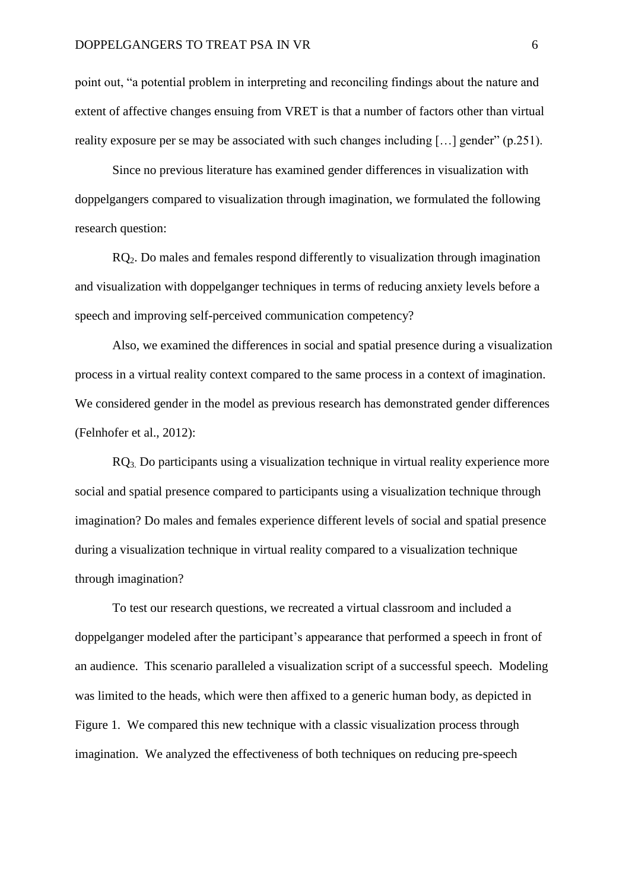point out, "a potential problem in interpreting and reconciling findings about the nature and extent of affective changes ensuing from VRET is that a number of factors other than virtual reality exposure per se may be associated with such changes including […] gender" (p.251).

Since no previous literature has examined gender differences in visualization with doppelgangers compared to visualization through imagination, we formulated the following research question:

$RQ_2$. Do males and females respond differently to visualization through imagination and visualization with doppelganger techniques in terms of reducing anxiety levels before a speech and improving self-perceived communication competency?

Also, we examined the differences in social and spatial presence during a visualization process in a virtual reality context compared to the same process in a context of imagination. We considered gender in the model as previous research has demonstrated gender differences (Felnhofer et al., 2012):

$RQ_3$. Do participants using a visualization technique in virtual reality experience more social and spatial presence compared to participants using a visualization technique through imagination? Do males and females experience different levels of social and spatial presence during a visualization technique in virtual reality compared to a visualization technique through imagination?

To test our research questions, we recreated a virtual classroom and included a doppelganger modeled after the participant's appearance that performed a speech in front of an audience. This scenario paralleled a visualization script of a successful speech. Modeling was limited to the heads, which were then affixed to a generic human body, as depicted in Figure 1. We compared this new technique with a classic visualization process through imagination. We analyzed the effectiveness of both techniques on reducing pre-speech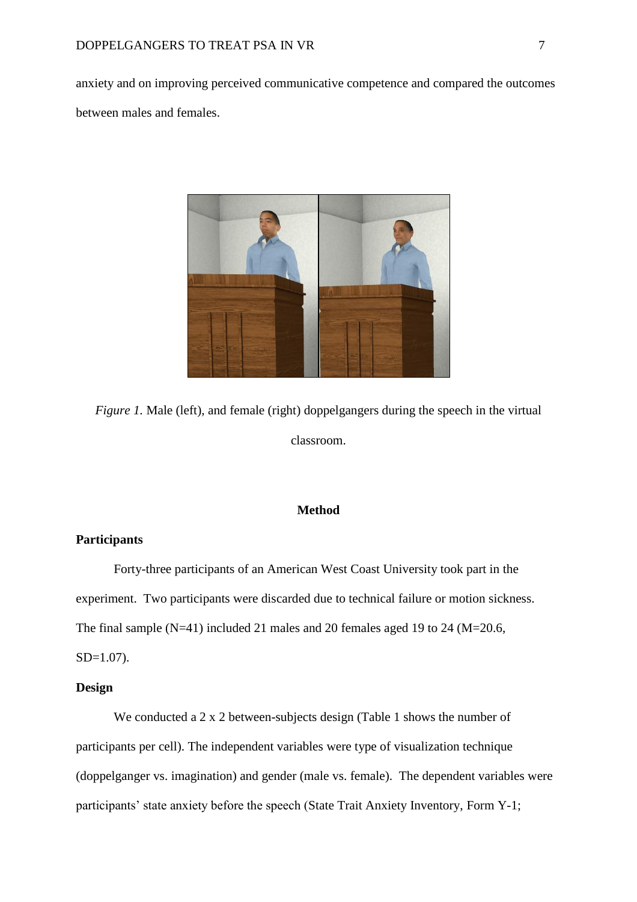anxiety and on improving perceived communicative competence and compared the outcomes between males and females.

*Figure 1*. Male (left), and female (right) doppelgangers during the speech in the virtual classroom.

## Method

### Participants

Forty-three participants of an American West Coast University took part in the experiment. Two participants were discarded due to technical failure or motion sickness. The final sample (N=41) included 21 males and 20 females aged 19 to 24 (M=20.6, SD=1.07).

### Design

We conducted a 2 x 2 between-subjects design (Table 1 shows the number of participants per cell). The independent variables were type of visualization technique (doppelganger vs. imagination) and gender (male vs. female). The dependent variables were participants' state anxiety before the speech (State Trait Anxiety Inventory, Form Y-1;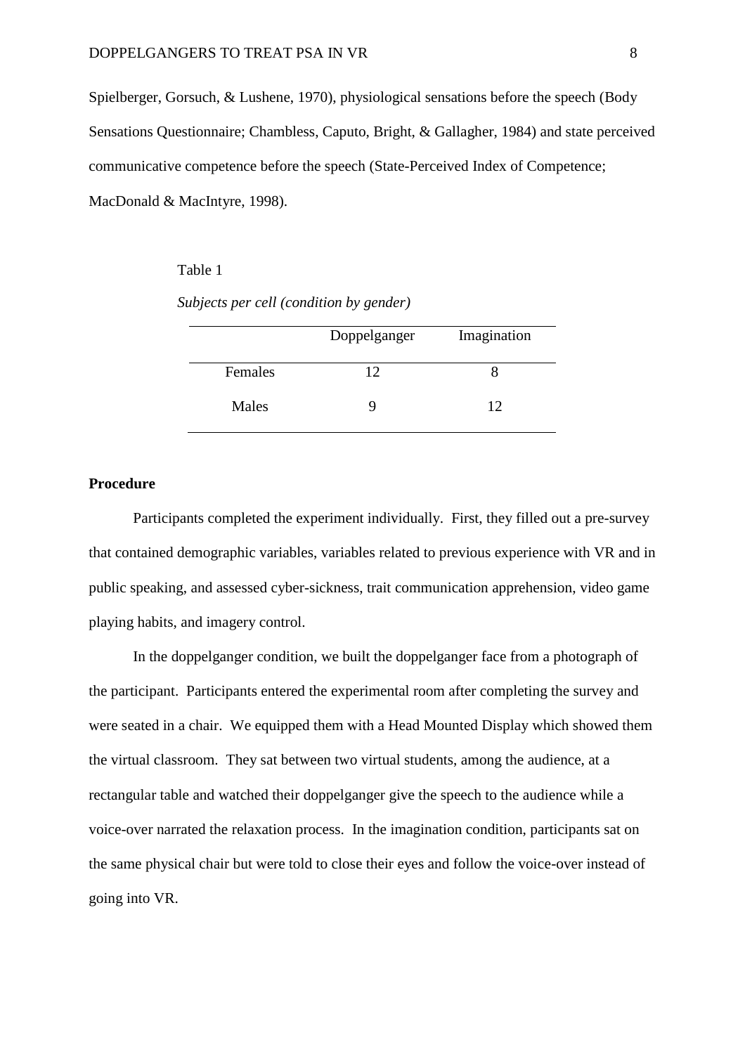Spielberger, Gorsuch, & Lushene, 1970), physiological sensations before the speech (Body Sensations Questionnaire; Chambless, Caputo, Bright, & Gallagher, 1984) and state perceived communicative competence before the speech (State-Perceived Index of Competence; MacDonald & MacIntyre, 1998).

Table 1

*Subjects per cell (condition by gender)*

| | Doppelganger | Imagination |
|---|---|---|
| Females | 12 | 8 |
| Males | 9 | 12 |

**Procedure**

Participants completed the experiment individually. First, they filled out a pre-survey that contained demographic variables, variables related to previous experience with VR and in public speaking, and assessed cyber-sickness, trait communication apprehension, video game playing habits, and imagery control.

In the doppelganger condition, we built the doppelganger face from a photograph of the participant. Participants entered the experimental room after completing the survey and were seated in a chair. We equipped them with a Head Mounted Display which showed them the virtual classroom. They sat between two virtual students, among the audience, at a rectangular table and watched their doppelganger give the speech to the audience while a voice-over narrated the relaxation process. In the imagination condition, participants sat on the same physical chair but were told to close their eyes and follow the voice-over instead of going into VR.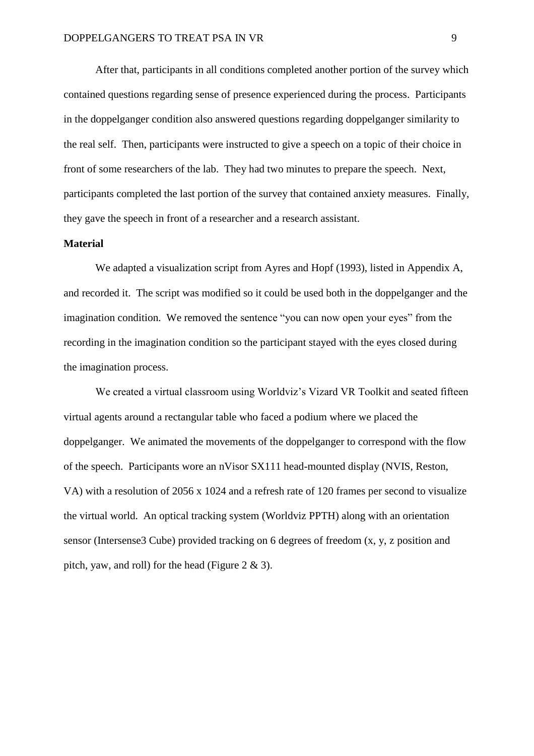After that, participants in all conditions completed another portion of the survey which contained questions regarding sense of presence experienced during the process. Participants in the doppelganger condition also answered questions regarding doppelganger similarity to the real self. Then, participants were instructed to give a speech on a topic of their choice in front of some researchers of the lab. They had two minutes to prepare the speech. Next, participants completed the last portion of the survey that contained anxiety measures. Finally, they gave the speech in front of a researcher and a research assistant.

**Material**

We adapted a visualization script from Ayres and Hopf (1993), listed in Appendix A, and recorded it. The script was modified so it could be used both in the doppelganger and the imagination condition. We removed the sentence "you can now open your eyes" from the recording in the imagination condition so the participant stayed with the eyes closed during the imagination process.

We created a virtual classroom using Worldviz's Vizard VR Toolkit and seated fifteen virtual agents around a rectangular table who faced a podium where we placed the doppelganger. We animated the movements of the doppelganger to correspond with the flow of the speech. Participants wore an nVisor SX111 head-mounted display (NVIS, Reston, VA) with a resolution of 2056 x 1024 and a refresh rate of 120 frames per second to visualize the virtual world. An optical tracking system (Worldviz PPTH) along with an orientation sensor (Intersense3 Cube) provided tracking on 6 degrees of freedom (x, y, z position and pitch, yaw, and roll) for the head (Figure 2 & 3).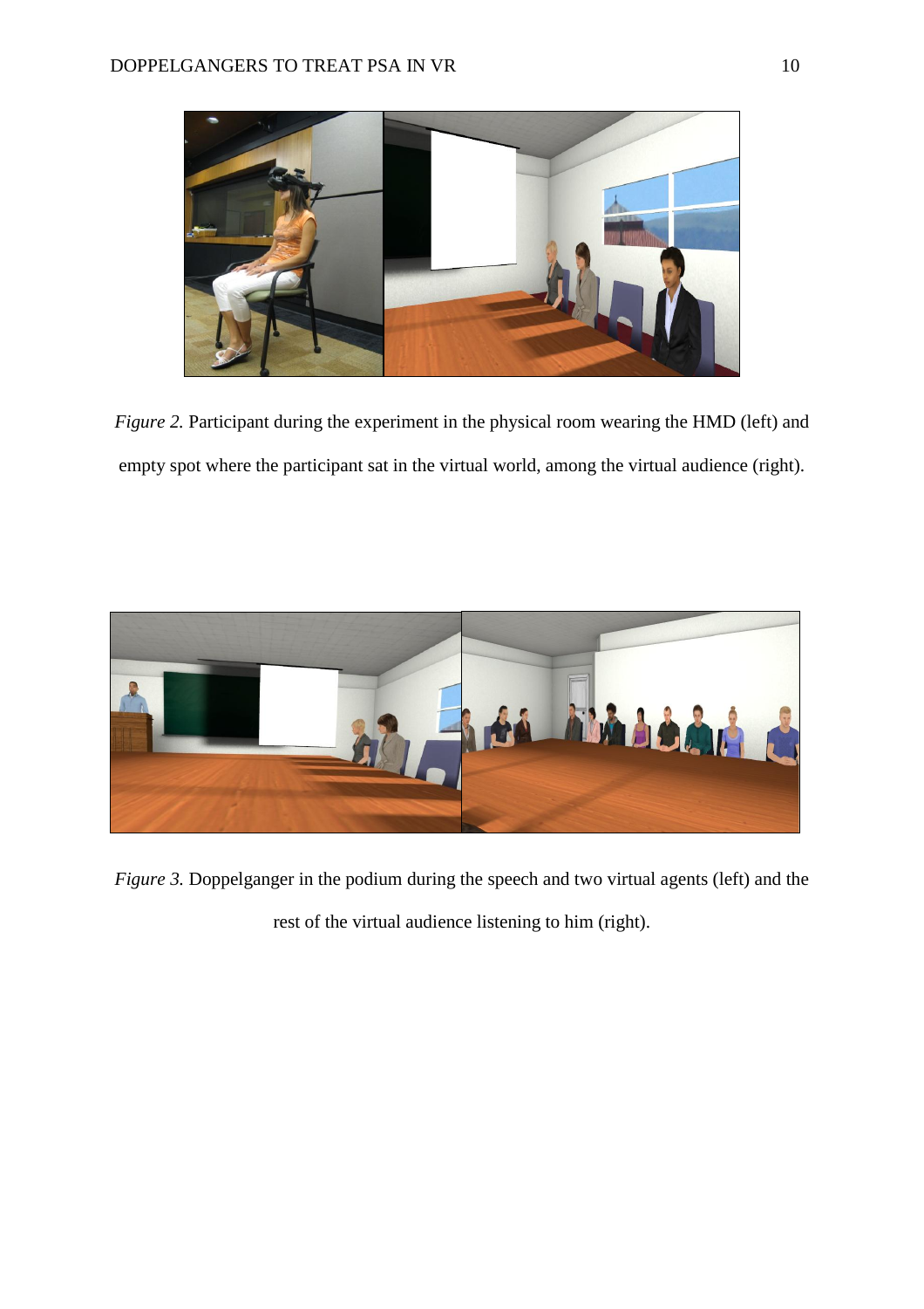*Figure 2.* Participant during the experiment in the physical room wearing the HMD (left) and empty spot where the participant sat in the virtual world, among the virtual audience (right).

*Figure 3.* Doppelganger in the podium during the speech and two virtual agents (left) and the rest of the virtual audience listening to him (right).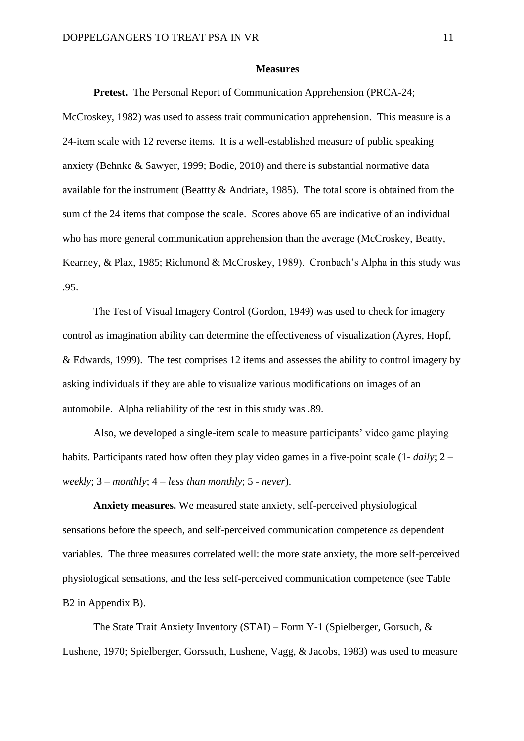## Measures

**Pretest.** The Personal Report of Communication Apprehension (PRCA-24; McCroskey, 1982) was used to assess trait communication apprehension. This measure is a 24-item scale with 12 reverse items. It is a well-established measure of public speaking anxiety (Behnke & Sawyer, 1999; Bodie, 2010) and there is substantial normative data available for the instrument (Beattty & Andriate, 1985). The total score is obtained from the sum of the 24 items that compose the scale. Scores above 65 are indicative of an individual who has more general communication apprehension than the average (McCroskey, Beatty, Kearney, & Plax, 1985; Richmond & McCroskey, 1989). Cronbach's Alpha in this study was .95.

The Test of Visual Imagery Control (Gordon, 1949) was used to check for imagery control as imagination ability can determine the effectiveness of visualization (Ayres, Hopf, & Edwards, 1999). The test comprises 12 items and assesses the ability to control imagery by asking individuals if they are able to visualize various modifications on images of an automobile. Alpha reliability of the test in this study was .89.

Also, we developed a single-item scale to measure participants' video game playing habits. Participants rated how often they play video games in a five-point scale (1- *daily*; 2 – *weekly*; 3 – *monthly*; 4 – *less than monthly*; 5 - *never*).

**Anxiety measures.** We measured state anxiety, self-perceived physiological sensations before the speech, and self-perceived communication competence as dependent variables. The three measures correlated well: the more state anxiety, the more self-perceived physiological sensations, and the less self-perceived communication competence (see Table B2 in Appendix B).

The State Trait Anxiety Inventory (STAI) – Form Y-1 (Spielberger, Gorsuch, & Lushene, 1970; Spielberger, Gorssuch, Lushene, Vagg, & Jacobs, 1983) was used to measure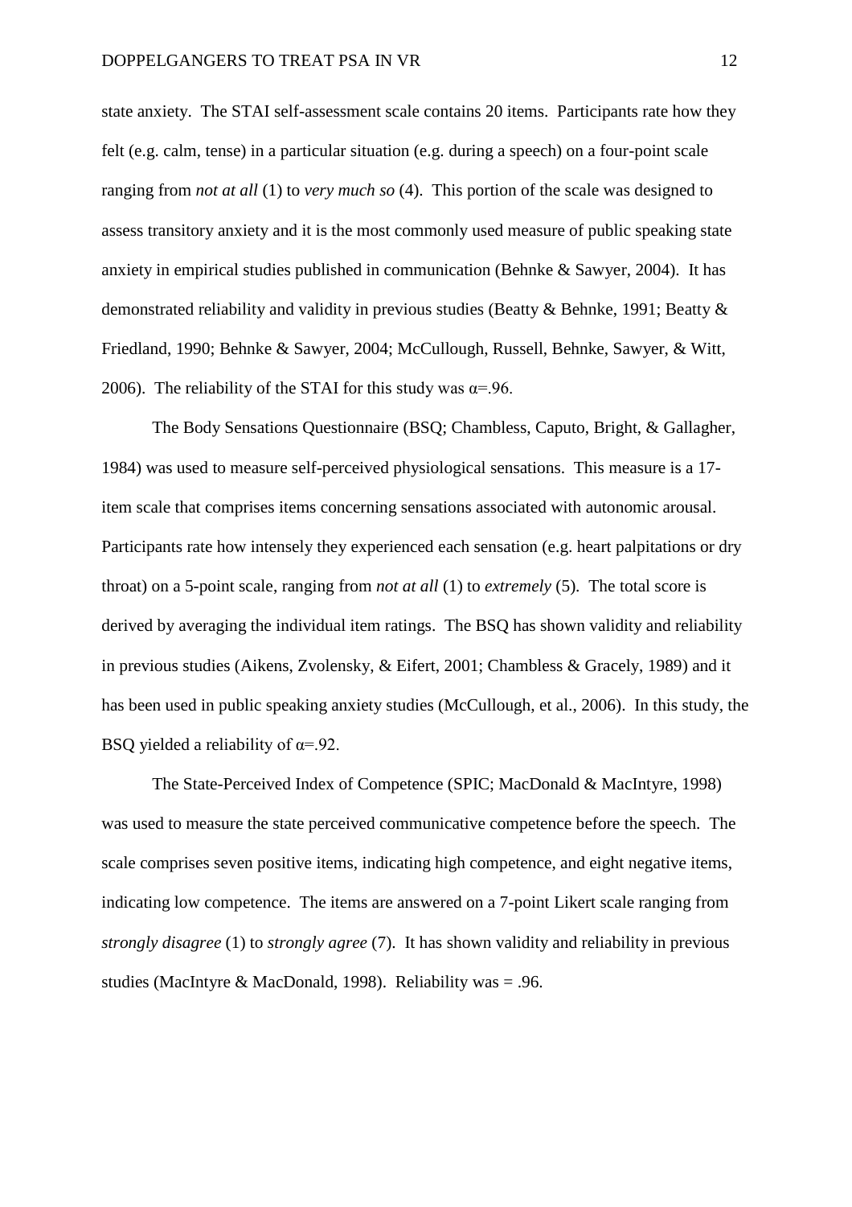state anxiety. The STAI self-assessment scale contains 20 items. Participants rate how they felt (e.g. calm, tense) in a particular situation (e.g. during a speech) on a four-point scale ranging from *not at all* (1) to *very much so* (4). This portion of the scale was designed to assess transitory anxiety and it is the most commonly used measure of public speaking state anxiety in empirical studies published in communication (Behnke & Sawyer, 2004). It has demonstrated reliability and validity in previous studies (Beatty & Behnke, 1991; Beatty & Friedland, 1990; Behnke & Sawyer, 2004; McCullough, Russell, Behnke, Sawyer, & Witt, 2006). The reliability of the STAI for this study was $\alpha$=.96.

The Body Sensations Questionnaire (BSQ; Chambless, Caputo, Bright, & Gallagher, 1984) was used to measure self-perceived physiological sensations. This measure is a 17-item scale that comprises items concerning sensations associated with autonomic arousal. Participants rate how intensely they experienced each sensation (e.g. heart palpitations or dry throat) on a 5-point scale, ranging from *not at all* (1) to *extremely* (5). The total score is derived by averaging the individual item ratings. The BSQ has shown validity and reliability in previous studies (Aikens, Zvolensky, & Eifert, 2001; Chambless & Gracely, 1989) and it has been used in public speaking anxiety studies (McCullough, et al., 2006). In this study, the BSQ yielded a reliability of $\alpha$=.92.

The State-Perceived Index of Competence (SPIC; MacDonald & MacIntyre, 1998) was used to measure the state perceived communicative competence before the speech. The scale comprises seven positive items, indicating high competence, and eight negative items, indicating low competence. The items are answered on a 7-point Likert scale ranging from *strongly disagree* (1) to *strongly agree* (7). It has shown validity and reliability in previous studies (MacIntyre & MacDonald, 1998). Reliability was = .96.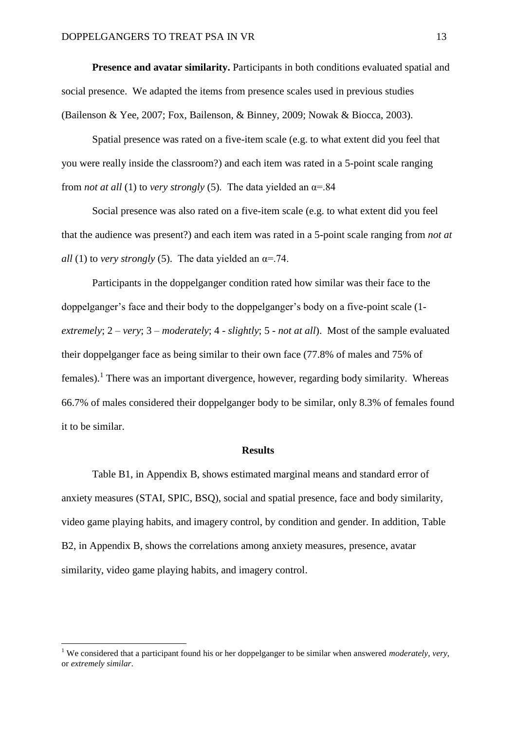**Presence and avatar similarity.** Participants in both conditions evaluated spatial and social presence. We adapted the items from presence scales used in previous studies (Bailenson & Yee, 2007; Fox, Bailenson, & Binney, 2009; Nowak & Biocca, 2003).

Spatial presence was rated on a five-item scale (e.g. to what extent did you feel that you were really inside the classroom?) and each item was rated in a 5-point scale ranging from *not at all* (1) to *very strongly* (5). The data yielded an α=.84

Social presence was also rated on a five-item scale (e.g. to what extent did you feel that the audience was present?) and each item was rated in a 5-point scale ranging from *not at all* (1) to *very strongly* (5). The data yielded an α=.74.

Participants in the doppelganger condition rated how similar was their face to the doppelganger's face and their body to the doppelganger's body on a five-point scale (1- *extremely*; 2 – *very*; 3 – *moderately*; 4 - *slightly*; 5 - *not at all*). Most of the sample evaluated their doppelganger face as being similar to their own face (77.8% of males and 75% of females).[1] There was an important divergence, however, regarding body similarity. Whereas 66.7% of males considered their doppelganger body to be similar, only 8.3% of females found it to be similar.

## Results

Table B1, in Appendix B, shows estimated marginal means and standard error of anxiety measures (STAI, SPIC, BSQ), social and spatial presence, face and body similarity, video game playing habits, and imagery control, by condition and gender. In addition, Table B2, in Appendix B, shows the correlations among anxiety measures, presence, avatar similarity, video game playing habits, and imagery control.

[1] We considered that a participant found his or her doppelganger to be similar when answered *moderately*, *very*, or *extremely similar*.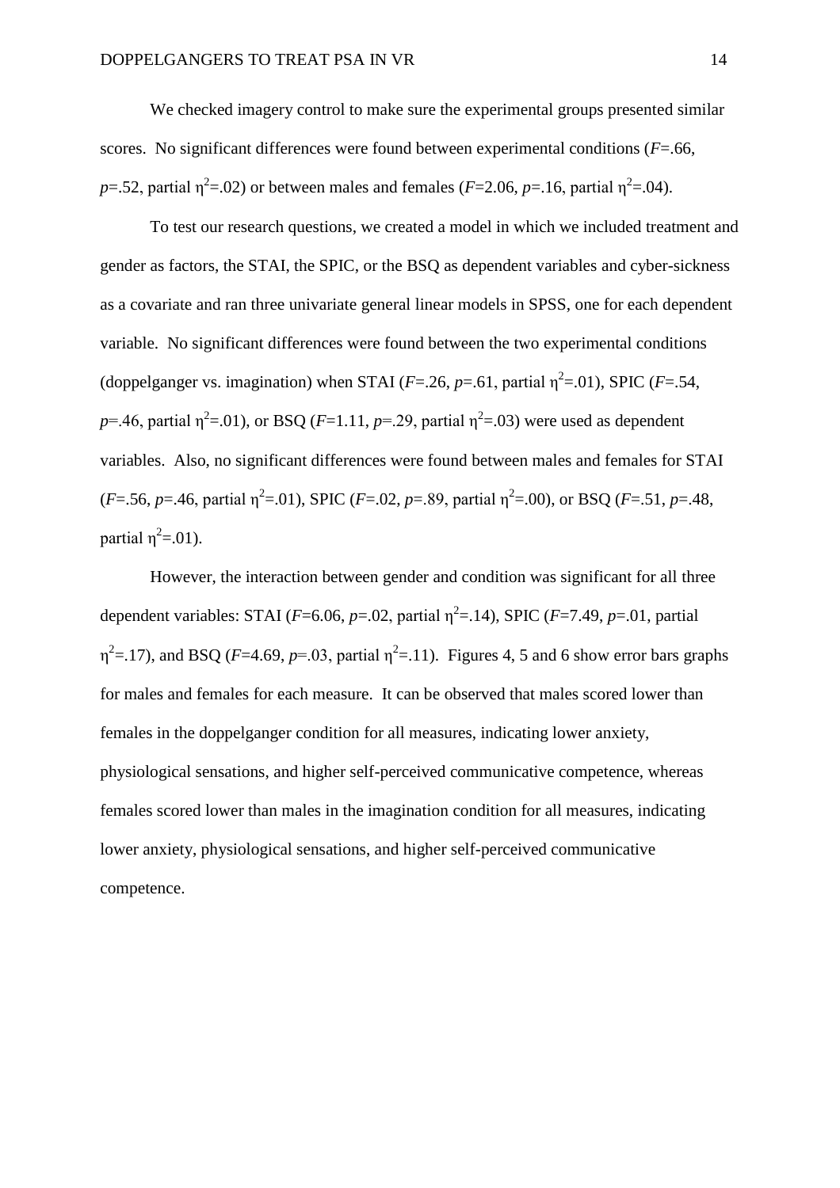We checked imagery control to make sure the experimental groups presented similar scores. No significant differences were found between experimental conditions ($F$=.66, $p$=.52, partial $\eta^2$=.02) or between males and females ($F$=2.06, $p$=.16, partial $\eta^2$=.04).

To test our research questions, we created a model in which we included treatment and gender as factors, the STAI, the SPIC, or the BSQ as dependent variables and cyber-sickness as a covariate and ran three univariate general linear models in SPSS, one for each dependent variable. No significant differences were found between the two experimental conditions (doppelganger vs. imagination) when STAI ($F$=.26, $p$=.61, partial $\eta^2$=.01), SPIC ($F$=.54, $p$=.46, partial $\eta^2$=.01), or BSQ ($F$=1.11, $p$=.29, partial $\eta^2$=.03) were used as dependent variables. Also, no significant differences were found between males and females for STAI ($F$=.56, $p$=.46, partial $\eta^2$=.01), SPIC ($F$=.02, $p$=.89, partial $\eta^2$=.00), or BSQ ($F$=.51, $p$=.48, partial $\eta^2$=.01).

However, the interaction between gender and condition was significant for all three dependent variables: STAI ($F$=6.06, $p$=.02, partial $\eta^2$=.14), SPIC ($F$=7.49, $p$=.01, partial $\eta^2$=.17), and BSQ ($F$=4.69, $p$=.03, partial $\eta^2$=.11). Figures 4, 5 and 6 show error bars graphs for males and females for each measure. It can be observed that males scored lower than females in the doppelganger condition for all measures, indicating lower anxiety, physiological sensations, and higher self-perceived communicative competence, whereas females scored lower than males in the imagination condition for all measures, indicating lower anxiety, physiological sensations, and higher self-perceived communicative competence.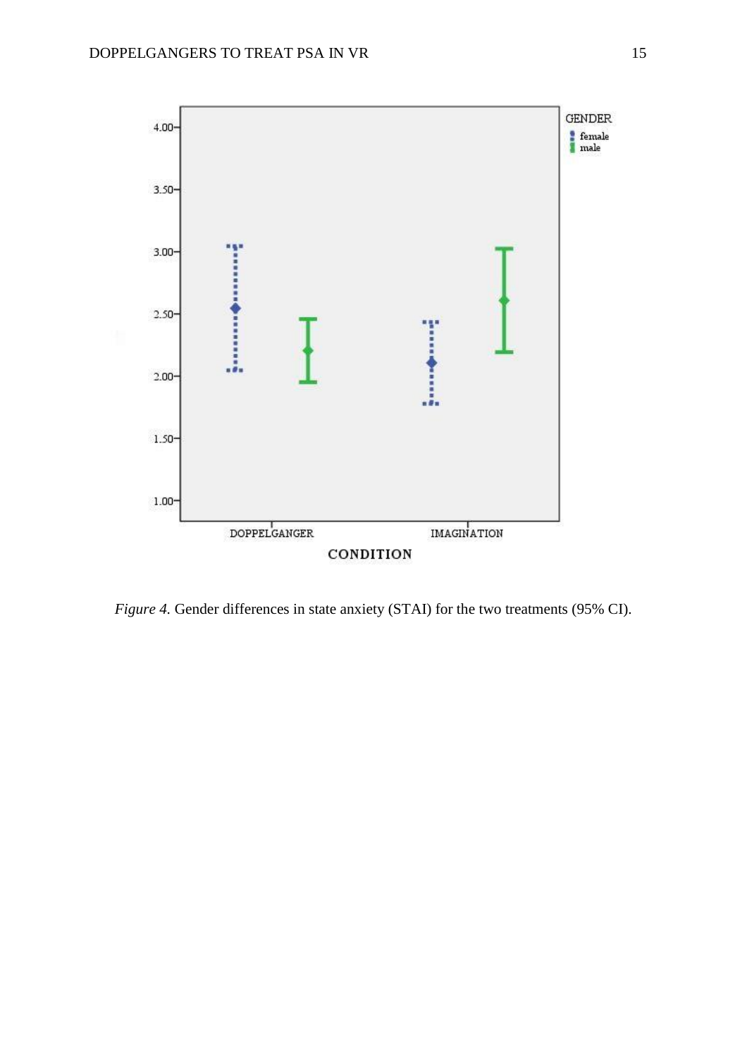*Figure 4.* Gender differences in state anxiety (STAI) for the two treatments (95% CI).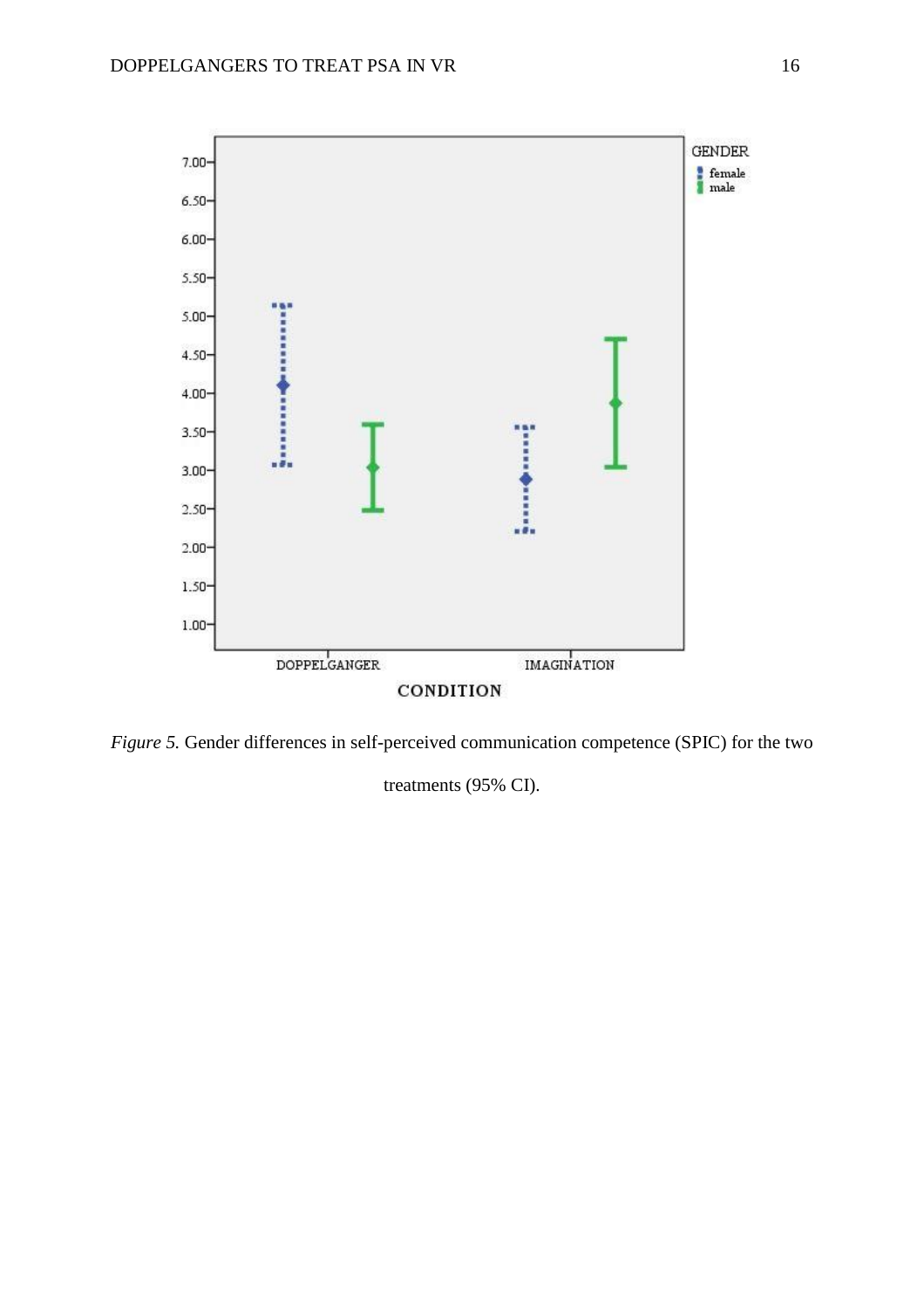*Figure 5.* Gender differences in self-perceived communication competence (SPIC) for the two treatments (95% CI).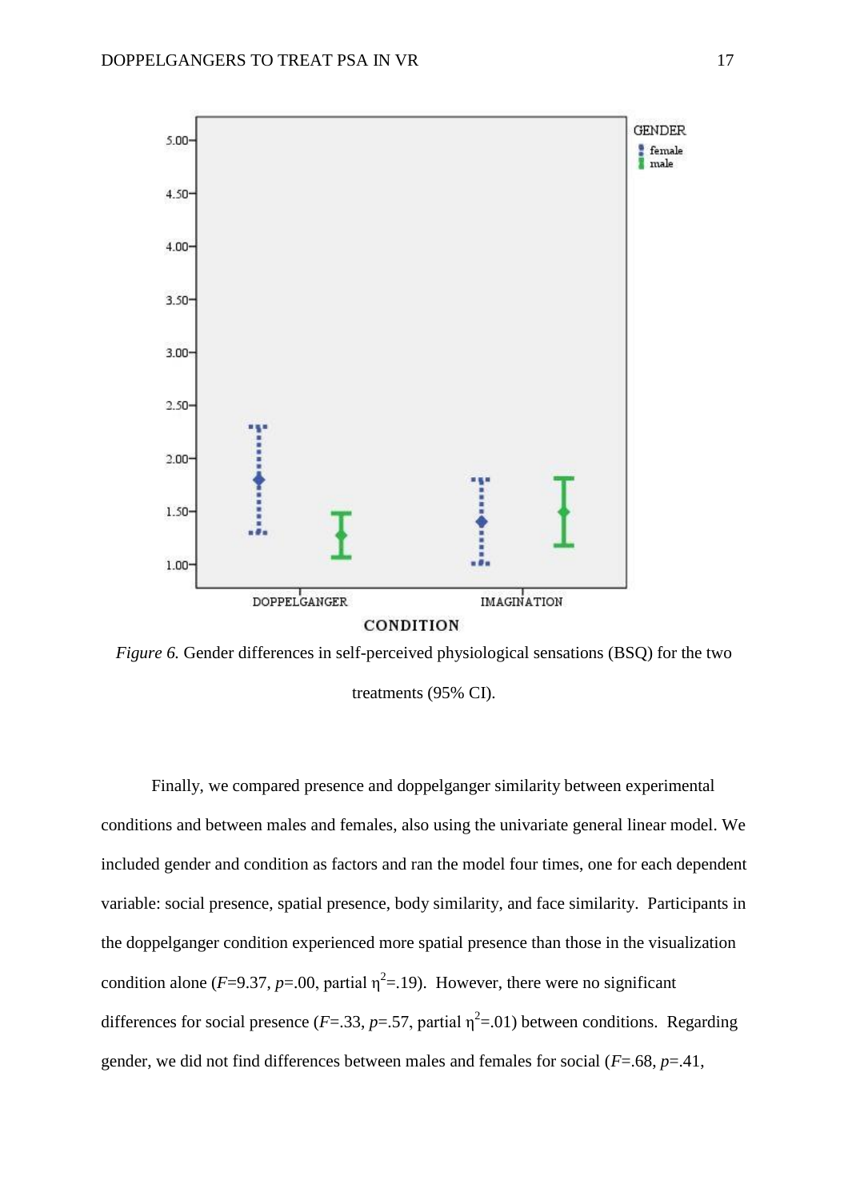*Figure 6.* Gender differences in self-perceived physiological sensations (BSQ) for the two treatments (95% CI).

Finally, we compared presence and doppelganger similarity between experimental conditions and between males and females, also using the univariate general linear model. We included gender and condition as factors and ran the model four times, one for each dependent variable: social presence, spatial presence, body similarity, and face similarity. Participants in the doppelganger condition experienced more spatial presence than those in the visualization condition alone ($F$=9.37, $p$=.00, partial $\eta^2$=.19). However, there were no significant differences for social presence ($F$=.33, $p$=.57, partial $\eta^2$=.01) between conditions. Regarding gender, we did not find differences between males and females for social ($F$=.68, $p$=.41,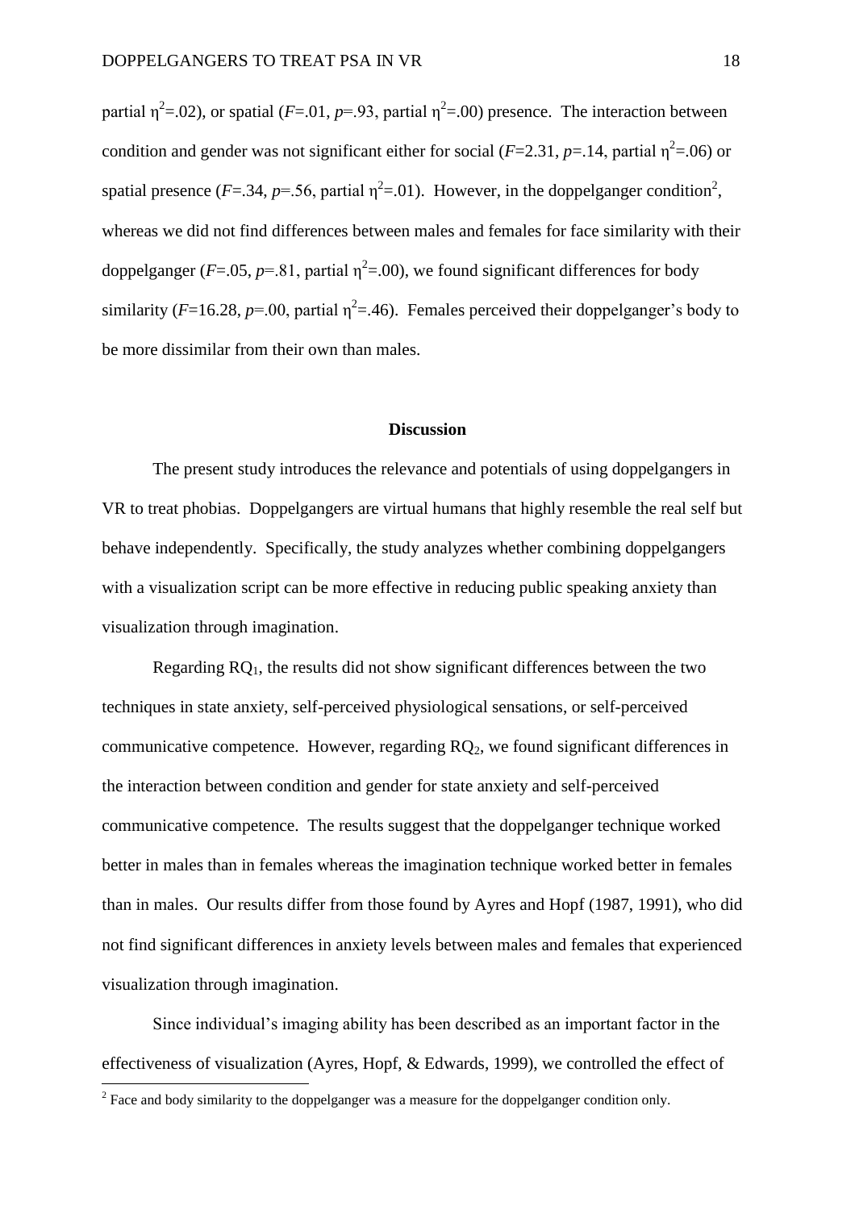partial $\eta^2$=.02), or spatial ($F$=.01, $p$=.93, partial $\eta^2$=.00) presence. The interaction between condition and gender was not significant either for social ($F$=2.31, $p$=.14, partial $\eta^2$=.06) or spatial presence ($F$=.34, $p$=.56, partial $\eta^2$=.01). However, in the doppelganger condition[2], whereas we did not find differences between males and females for face similarity with their doppelganger ($F$=.05, $p$=.81, partial $\eta^2$=.00), we found significant differences for body similarity ($F$=16.28, $p$=.00, partial $\eta^2$=.46). Females perceived their doppelganger's body to be more dissimilar from their own than males.

## Discussion

The present study introduces the relevance and potentials of using doppelgangers in VR to treat phobias. Doppelgangers are virtual humans that highly resemble the real self but behave independently. Specifically, the study analyzes whether combining doppelgangers with a visualization script can be more effective in reducing public speaking anxiety than visualization through imagination.

Regarding $RQ_1$, the results did not show significant differences between the two techniques in state anxiety, self-perceived physiological sensations, or self-perceived communicative competence. However, regarding $RQ_2$, we found significant differences in the interaction between condition and gender for state anxiety and self-perceived communicative competence. The results suggest that the doppelganger technique worked better in males than in females whereas the imagination technique worked better in females than in males. Our results differ from those found by Ayres and Hopf (1987, 1991), who did not find significant differences in anxiety levels between males and females that experienced visualization through imagination.

Since individual's imaging ability has been described as an important factor in the effectiveness of visualization (Ayres, Hopf, & Edwards, 1999), we controlled the effect of

---

[2] Face and body similarity to the doppelganger was a measure for the doppelganger condition only.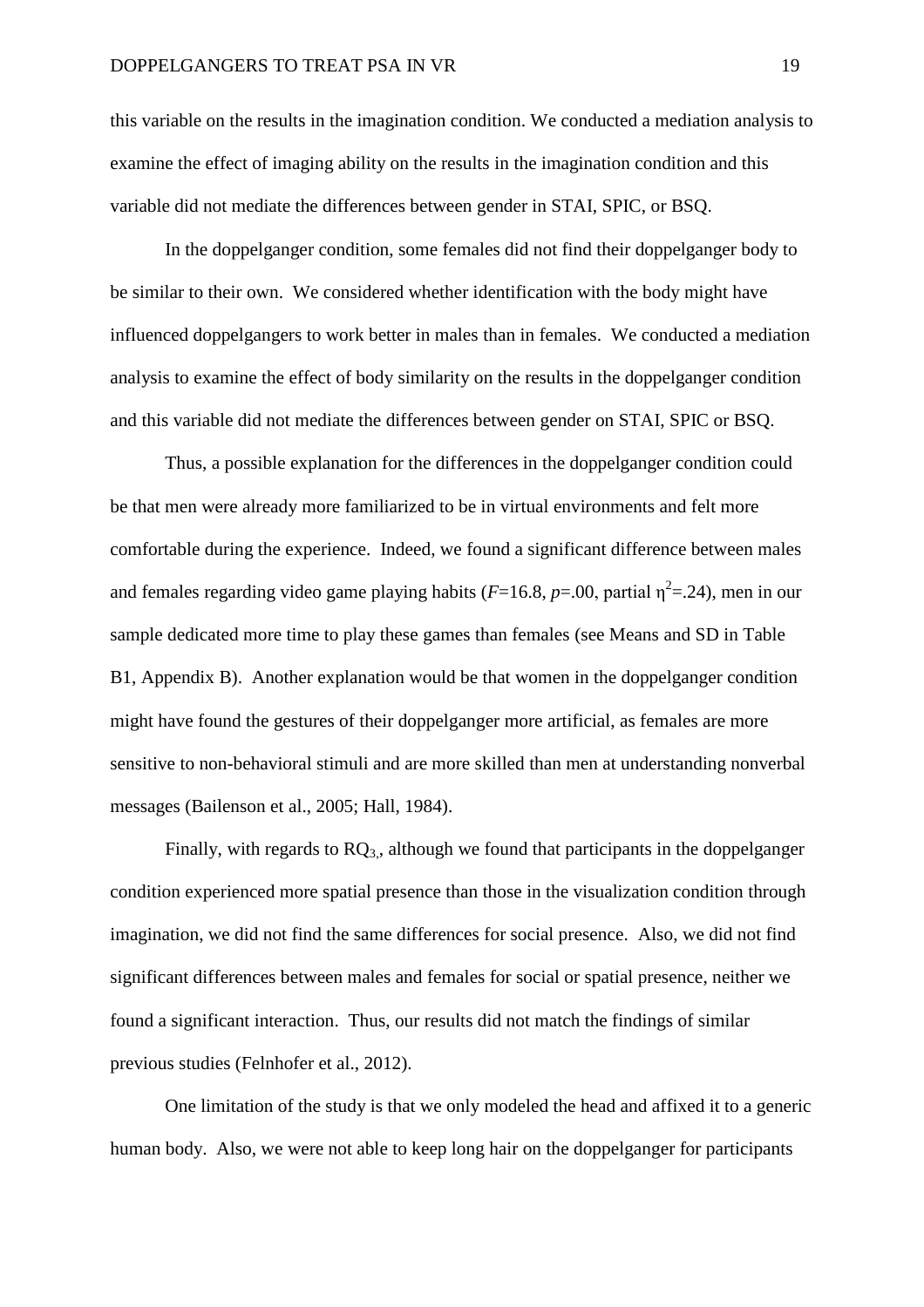this variable on the results in the imagination condition. We conducted a mediation analysis to examine the effect of imaging ability on the results in the imagination condition and this variable did not mediate the differences between gender in STAI, SPIC, or BSQ.

In the doppelganger condition, some females did not find their doppelganger body to be similar to their own. We considered whether identification with the body might have influenced doppelgangers to work better in males than in females. We conducted a mediation analysis to examine the effect of body similarity on the results in the doppelganger condition and this variable did not mediate the differences between gender on STAI, SPIC or BSQ.

Thus, a possible explanation for the differences in the doppelganger condition could be that men were already more familiarized to be in virtual environments and felt more comfortable during the experience. Indeed, we found a significant difference between males and females regarding video game playing habits ($F$=16.8, $p$=.00, partial $\eta^2$=.24), men in our sample dedicated more time to play these games than females (see Means and SD in Table B1, Appendix B). Another explanation would be that women in the doppelganger condition might have found the gestures of their doppelganger more artificial, as females are more sensitive to non-behavioral stimuli and are more skilled than men at understanding nonverbal messages (Bailenson et al., 2005; Hall, 1984).

Finally, with regards to $RQ_{3}$,, although we found that participants in the doppelganger condition experienced more spatial presence than those in the visualization condition through imagination, we did not find the same differences for social presence. Also, we did not find significant differences between males and females for social or spatial presence, neither we found a significant interaction. Thus, our results did not match the findings of similar previous studies (Felnhofer et al., 2012).

One limitation of the study is that we only modeled the head and affixed it to a generic human body. Also, we were not able to keep long hair on the doppelganger for participants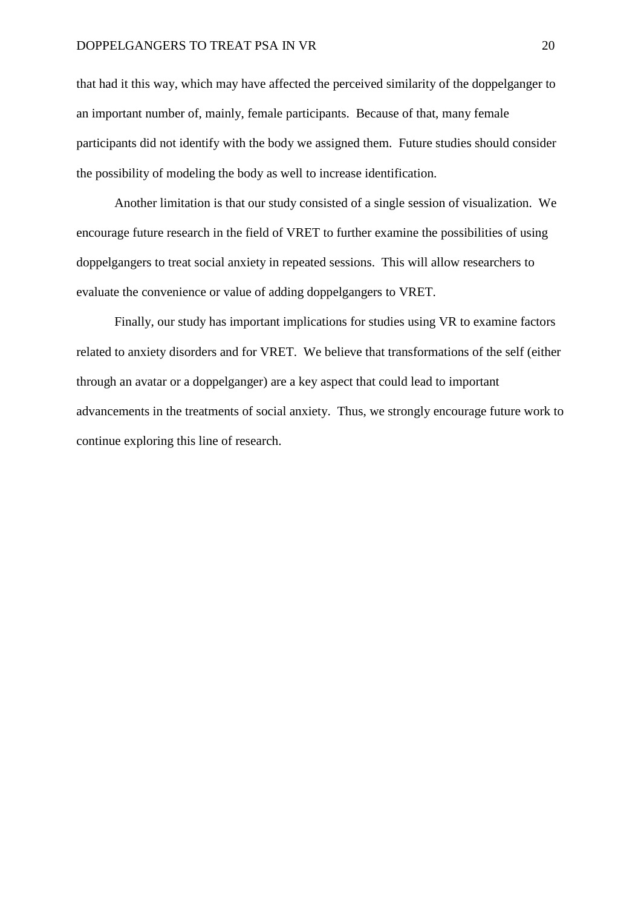that had it this way, which may have affected the perceived similarity of the doppelganger to an important number of, mainly, female participants. Because of that, many female participants did not identify with the body we assigned them. Future studies should consider the possibility of modeling the body as well to increase identification.

Another limitation is that our study consisted of a single session of visualization. We encourage future research in the field of VRET to further examine the possibilities of using doppelgangers to treat social anxiety in repeated sessions. This will allow researchers to evaluate the convenience or value of adding doppelgangers to VRET.

Finally, our study has important implications for studies using VR to examine factors related to anxiety disorders and for VRET. We believe that transformations of the self (either through an avatar or a doppelganger) are a key aspect that could lead to important advancements in the treatments of social anxiety. Thus, we strongly encourage future work to continue exploring this line of research.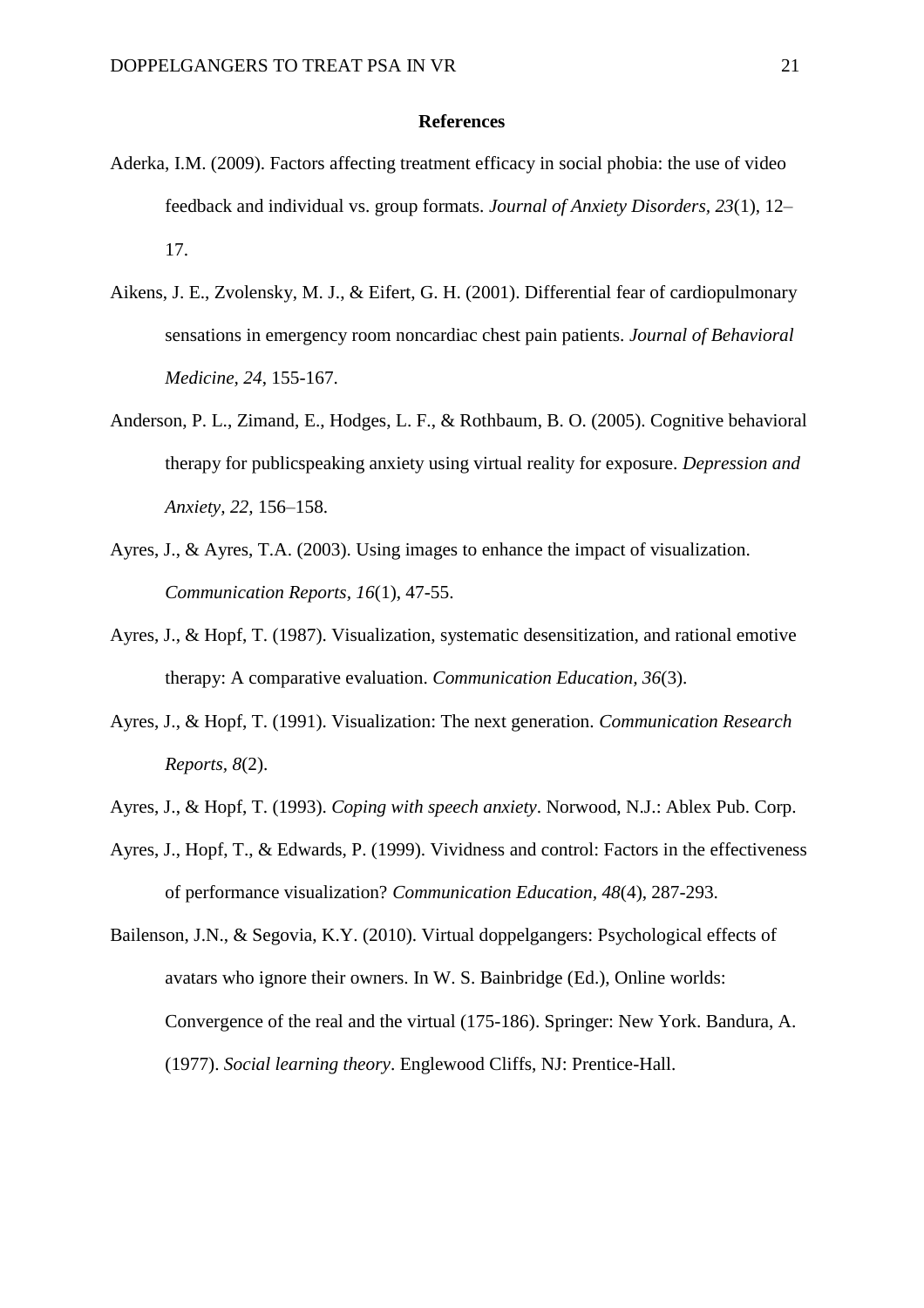**References**

Aderka, I.M. (2009). Factors affecting treatment efficacy in social phobia: the use of video feedback and individual vs. group formats. *Journal of Anxiety Disorders, 23*(1), 12–17.

Aikens, J. E., Zvolensky, M. J., & Eifert, G. H. (2001). Differential fear of cardiopulmonary sensations in emergency room noncardiac chest pain patients. *Journal of Behavioral Medicine, 24,* 155-167.

Anderson, P. L., Zimand, E., Hodges, L. F., & Rothbaum, B. O. (2005). Cognitive behavioral therapy for publicspeaking anxiety using virtual reality for exposure. *Depression and Anxiety, 22,* 156–158.

Ayres, J., & Ayres, T.A. (2003). Using images to enhance the impact of visualization. *Communication Reports, 16*(1), 47-55.

Ayres, J., & Hopf, T. (1987). Visualization, systematic desensitization, and rational emotive therapy: A comparative evaluation. *Communication Education, 36*(3).

Ayres, J., & Hopf, T. (1991). Visualization: The next generation. *Communication Research Reports, 8*(2).

Ayres, J., & Hopf, T. (1993). *Coping with speech anxiety*. Norwood, N.J.: Ablex Pub. Corp.

Ayres, J., Hopf, T., & Edwards, P. (1999). Vividness and control: Factors in the effectiveness of performance visualization? *Communication Education, 48*(4), 287-293.

Bailenson, J.N., & Segovia, K.Y. (2010). Virtual doppelgangers: Psychological effects of avatars who ignore their owners. In W. S. Bainbridge (Ed.), Online worlds: Convergence of the real and the virtual (175-186). Springer: New York. Bandura, A. (1977). *Social learning theory*. Englewood Cliffs, NJ: Prentice-Hall.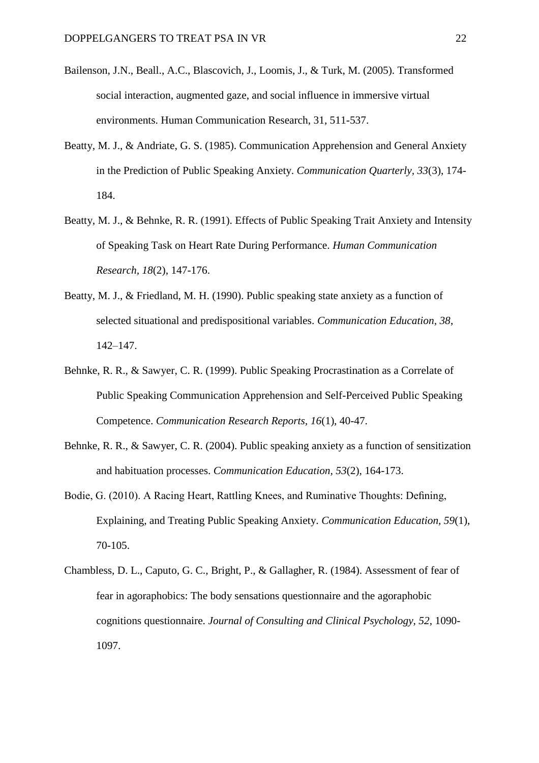Bailenson, J.N., Beall., A.C., Blascovich, J., Loomis, J., & Turk, M. (2005). Transformed social interaction, augmented gaze, and social influence in immersive virtual environments. Human Communication Research, 31, 511-537.

Beatty, M. J., & Andriate, G. S. (1985). Communication Apprehension and General Anxiety in the Prediction of Public Speaking Anxiety. *Communication Quarterly, 33*(3), 174-184.

Beatty, M. J., & Behnke, R. R. (1991). Effects of Public Speaking Trait Anxiety and Intensity of Speaking Task on Heart Rate During Performance. *Human Communication Research, 18*(2), 147-176.

Beatty, M. J., & Friedland, M. H. (1990). Public speaking state anxiety as a function of selected situational and predispositional variables. *Communication Education*, *38*, 142–147.

Behnke, R. R., & Sawyer, C. R. (1999). Public Speaking Procrastination as a Correlate of Public Speaking Communication Apprehension and Self-Perceived Public Speaking Competence. *Communication Research Reports, 16*(1), 40-47.

Behnke, R. R., & Sawyer, C. R. (2004). Public speaking anxiety as a function of sensitization and habituation processes. *Communication Education, 53*(2), 164-173.

Bodie, G. (2010). A Racing Heart, Rattling Knees, and Ruminative Thoughts: Defining, Explaining, and Treating Public Speaking Anxiety. *Communication Education, 59*(1), 70-105.

Chambless, D. L., Caputo, G. C., Bright, P., & Gallagher, R. (1984). Assessment of fear of fear in agoraphobics: The body sensations questionnaire and the agoraphobic cognitions questionnaire. *Journal of Consulting and Clinical Psychology*, *52*, 1090-1097.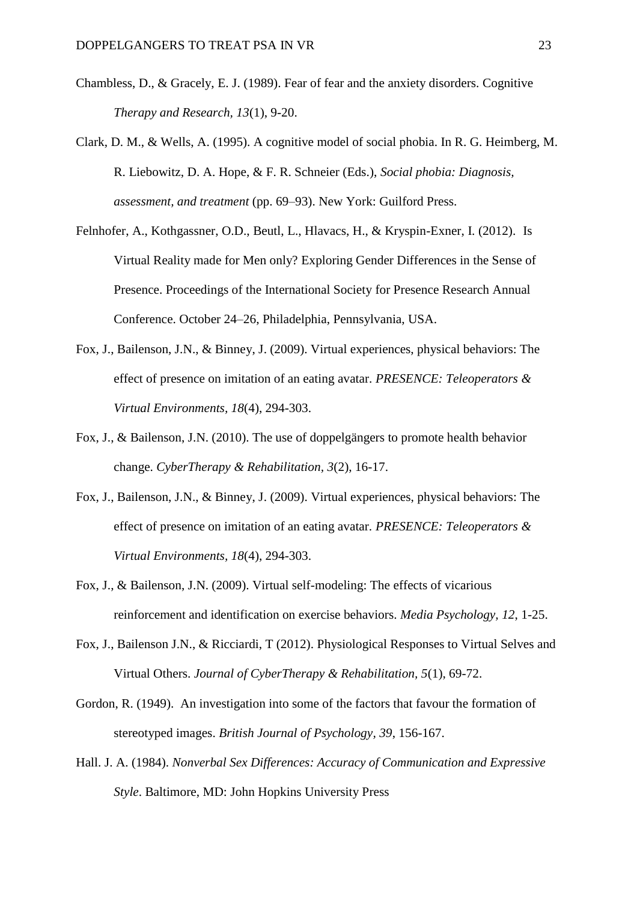Chambless, D., & Gracely, E. J. (1989). Fear of fear and the anxiety disorders. Cognitive *Therapy and Research, 13*(1), 9-20.

Clark, D. M., & Wells, A. (1995). A cognitive model of social phobia. In R. G. Heimberg, M. R. Liebowitz, D. A. Hope, & F. R. Schneier (Eds.), *Social phobia: Diagnosis, assessment, and treatment* (pp. 69–93). New York: Guilford Press.

Felnhofer, A., Kothgassner, O.D., Beutl, L., Hlavacs, H., & Kryspin-Exner, I. (2012). Is Virtual Reality made for Men only? Exploring Gender Differences in the Sense of Presence. Proceedings of the International Society for Presence Research Annual Conference. October 24–26, Philadelphia, Pennsylvania, USA.

Fox, J., Bailenson, J.N., & Binney, J. (2009). Virtual experiences, physical behaviors: The effect of presence on imitation of an eating avatar. *PRESENCE: Teleoperators & Virtual Environments, 18*(4), 294-303.

Fox, J., & Bailenson, J.N. (2010). The use of doppelgängers to promote health behavior change. *CyberTherapy & Rehabilitation, 3*(2), 16-17.

Fox, J., Bailenson, J.N., & Binney, J. (2009). Virtual experiences, physical behaviors: The effect of presence on imitation of an eating avatar. *PRESENCE: Teleoperators & Virtual Environments, 18*(4), 294-303.

Fox, J., & Bailenson, J.N. (2009). Virtual self-modeling: The effects of vicarious reinforcement and identification on exercise behaviors. *Media Psychology, 12*, 1-25.

Fox, J., Bailenson J.N., & Ricciardi, T (2012). Physiological Responses to Virtual Selves and Virtual Others. *Journal of CyberTherapy & Rehabilitation, 5*(1), 69-72.

Gordon, R. (1949). An investigation into some of the factors that favour the formation of stereotyped images. *British Journal of Psychology, 39*, 156-167.

Hall. J. A. (1984). *Nonverbal Sex Differences: Accuracy of Communication and Expressive Style*. Baltimore, MD: John Hopkins University Press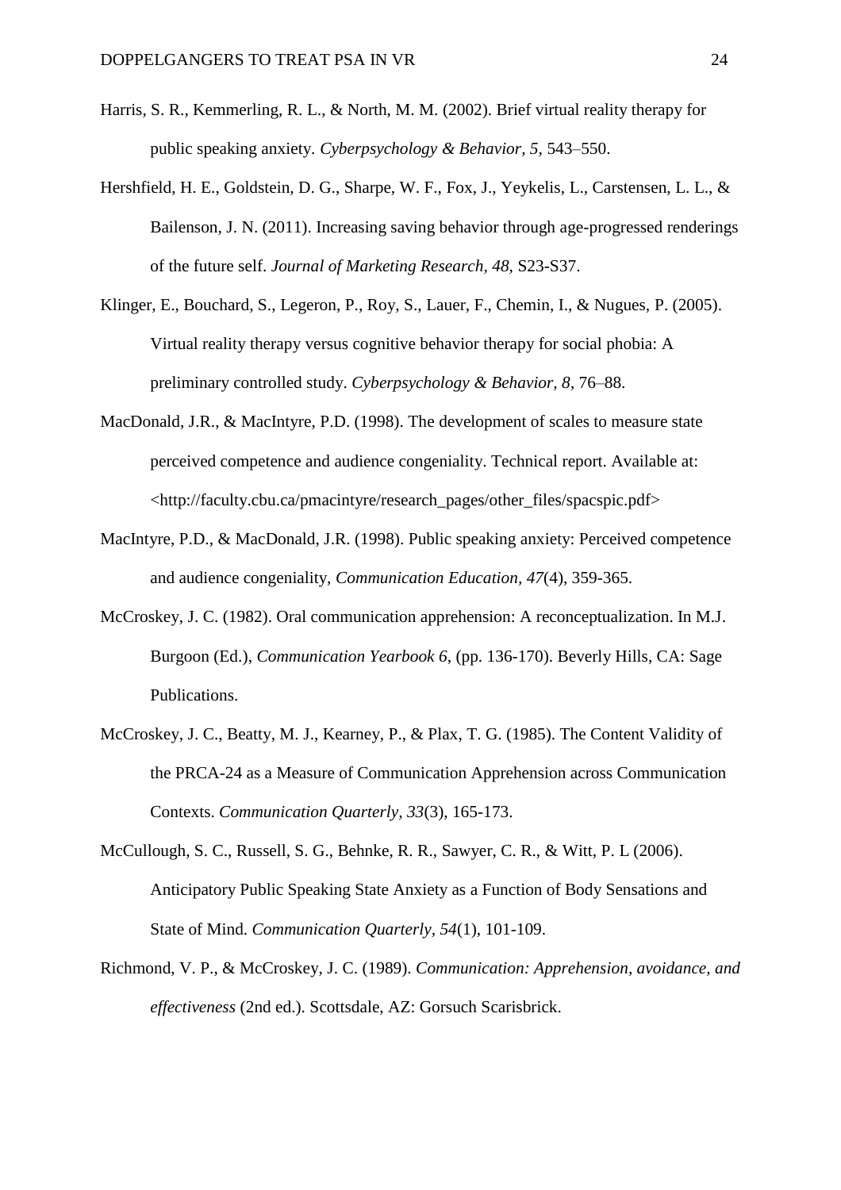Harris, S. R., Kemmerling, R. L., & North, M. M. (2002). Brief virtual reality therapy for public speaking anxiety. *Cyberpsychology & Behavior, 5*, 543–550.

Hershfield, H. E., Goldstein, D. G., Sharpe, W. F., Fox, J., Yeykelis, L., Carstensen, L. L., & Bailenson, J. N. (2011). Increasing saving behavior through age-progressed renderings of the future self. *Journal of Marketing Research, 48,* S23-S37.

Klinger, E., Bouchard, S., Legeron, P., Roy, S., Lauer, F., Chemin, I., & Nugues, P. (2005). Virtual reality therapy versus cognitive behavior therapy for social phobia: A preliminary controlled study. *Cyberpsychology & Behavior*, *8*, 76–88.

MacDonald, J.R., & MacIntyre, P.D. (1998). The development of scales to measure state perceived competence and audience congeniality. Technical report. Available at: <http://faculty.cbu.ca/pmacintyre/research_pages/other_files/spacspic.pdf>

MacIntyre, P.D., & MacDonald, J.R. (1998). Public speaking anxiety: Perceived competence and audience congeniality, *Communication Education*, *47*(4), 359-365.

McCroskey, J. C. (1982). Oral communication apprehension: A reconceptualization. In M.J. Burgoon (Ed.), *Communication Yearbook 6*, (pp. 136-170). Beverly Hills, CA: Sage Publications.

McCroskey, J. C., Beatty, M. J., Kearney, P., & Plax, T. G. (1985). The Content Validity of the PRCA-24 as a Measure of Communication Apprehension across Communication Contexts. *Communication Quarterly, 33*(3), 165-173.

McCullough, S. C., Russell, S. G., Behnke, R. R., Sawyer, C. R., & Witt, P. L (2006). Anticipatory Public Speaking State Anxiety as a Function of Body Sensations and State of Mind. *Communication Quarterly*, *54*(1), 101-109.

Richmond, V. P., & McCroskey, J. C. (1989). *Communication: Apprehension, avoidance, and effectiveness* (2nd ed.). Scottsdale, AZ: Gorsuch Scarisbrick.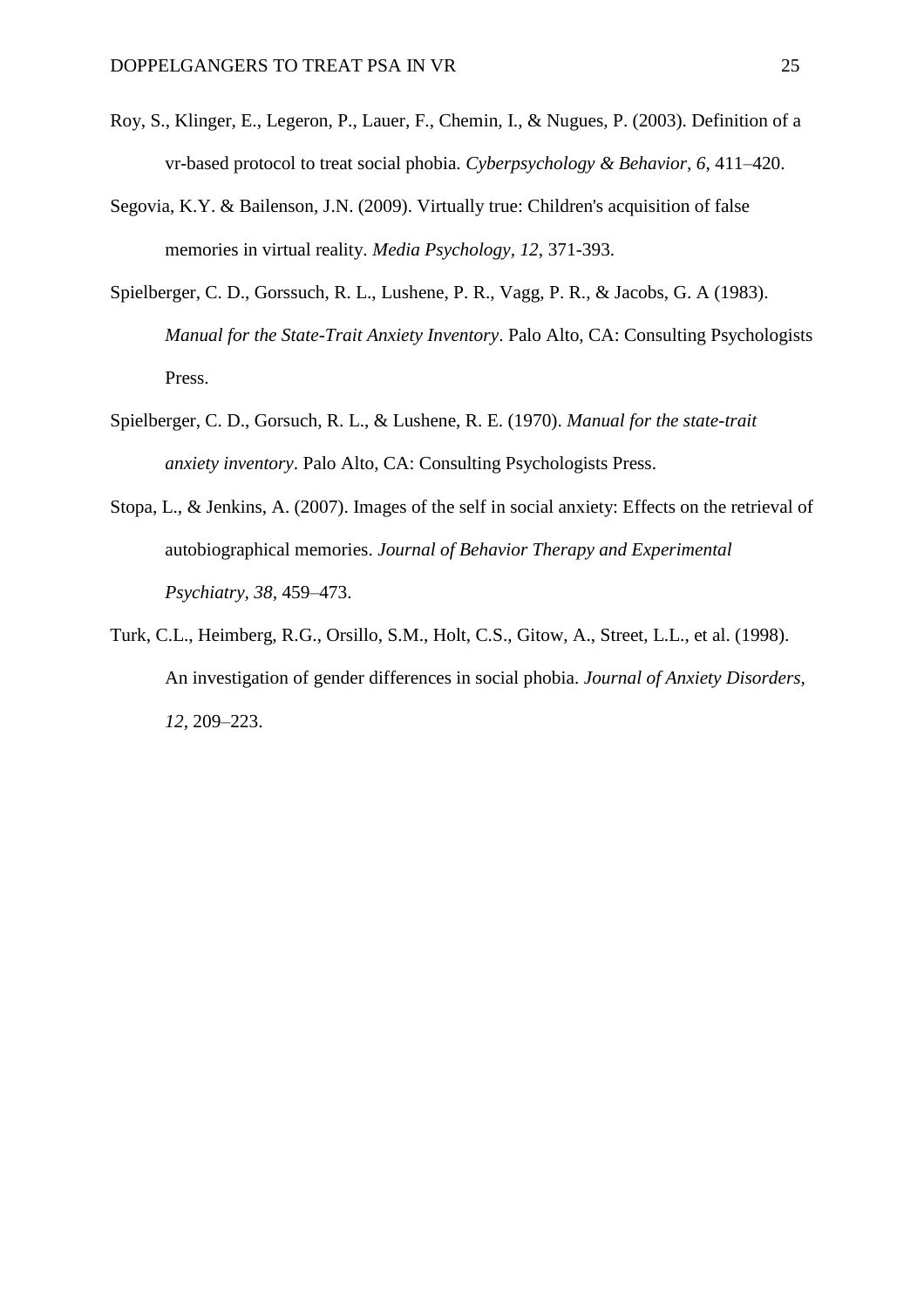Roy, S., Klinger, E., Legeron, P., Lauer, F., Chemin, I., & Nugues, P. (2003). Definition of a vr-based protocol to treat social phobia. *Cyberpsychology & Behavior, 6*, 411–420.

Segovia, K.Y. & Bailenson, J.N. (2009). Virtually true: Children's acquisition of false memories in virtual reality. *Media Psychology, 12*, 371-393.

Spielberger, C. D., Gorssuch, R. L., Lushene, P. R., Vagg, P. R., & Jacobs, G. A (1983). *Manual for the State-Trait Anxiety Inventory*. Palo Alto, CA: Consulting Psychologists Press.

Spielberger, C. D., Gorsuch, R. L., & Lushene, R. E. (1970). *Manual for the state-trait anxiety inventory*. Palo Alto, CA: Consulting Psychologists Press.

Stopa, L., & Jenkins, A. (2007). Images of the self in social anxiety: Effects on the retrieval of autobiographical memories. *Journal of Behavior Therapy and Experimental Psychiatry, 38*, 459–473.

Turk, C.L., Heimberg, R.G., Orsillo, S.M., Holt, C.S., Gitow, A., Street, L.L., et al. (1998). An investigation of gender differences in social phobia. *Journal of Anxiety Disorders, 12*, 209–223.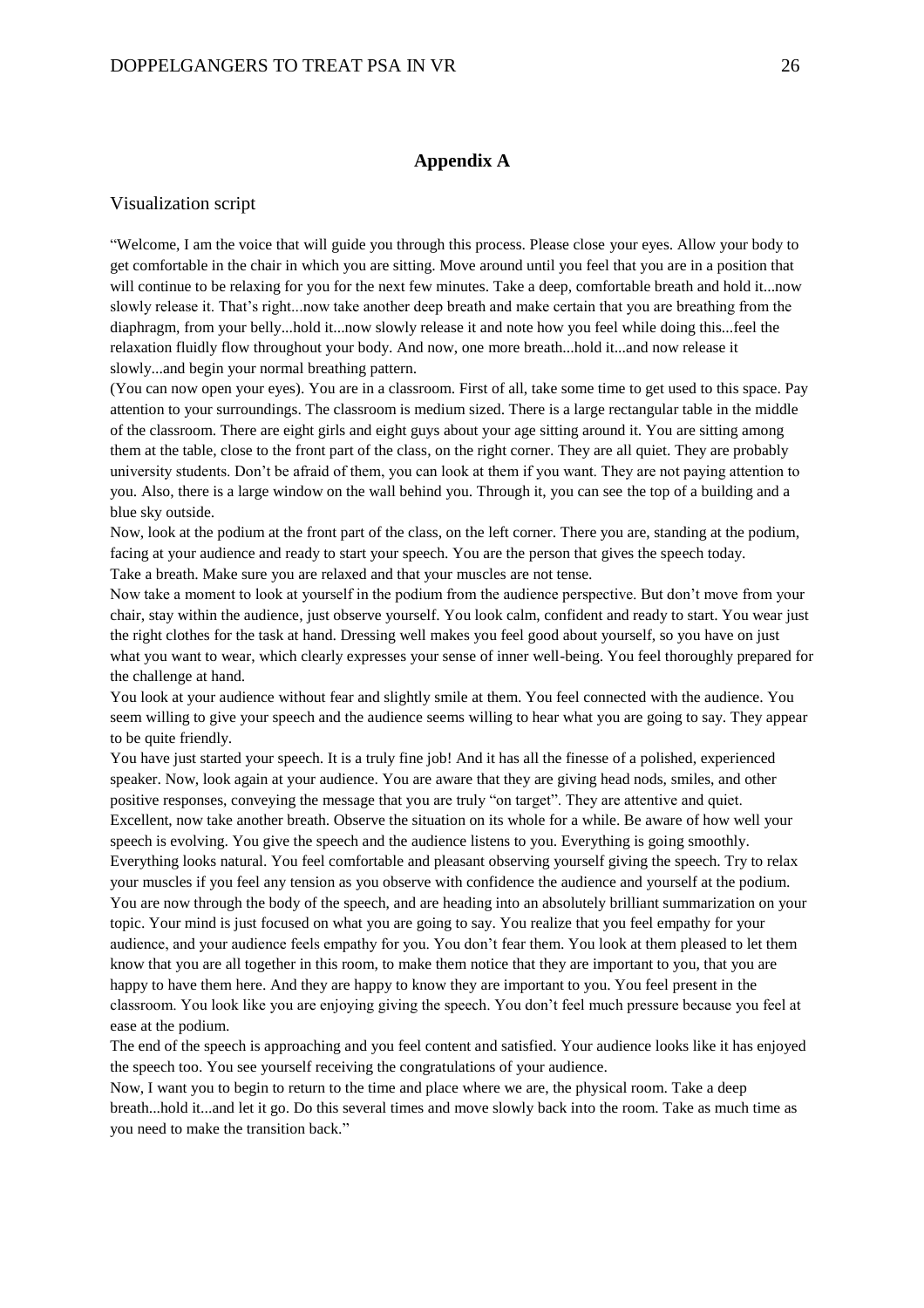## Appendix A

### Visualization script

"Welcome, I am the voice that will guide you through this process. Please close your eyes. Allow your body to get comfortable in the chair in which you are sitting. Move around until you feel that you are in a position that will continue to be relaxing for you for the next few minutes. Take a deep, comfortable breath and hold it...now slowly release it. That's right...now take another deep breath and make certain that you are breathing from the diaphragm, from your belly...hold it...now slowly release it and note how you feel while doing this...feel the relaxation fluidly flow throughout your body. And now, one more breath...hold it...and now release it slowly...and begin your normal breathing pattern.

(You can now open your eyes). You are in a classroom. First of all, take some time to get used to this space. Pay attention to your surroundings. The classroom is medium sized. There is a large rectangular table in the middle of the classroom. There are eight girls and eight guys about your age sitting around it. You are sitting among them at the table, close to the front part of the class, on the right corner. They are all quiet. They are probably university students. Don't be afraid of them, you can look at them if you want. They are not paying attention to you. Also, there is a large window on the wall behind you. Through it, you can see the top of a building and a blue sky outside.

Now, look at the podium at the front part of the class, on the left corner. There you are, standing at the podium, facing at your audience and ready to start your speech. You are the person that gives the speech today.

Take a breath. Make sure you are relaxed and that your muscles are not tense.

Now take a moment to look at yourself in the podium from the audience perspective. But don't move from your chair, stay within the audience, just observe yourself. You look calm, confident and ready to start. You wear just the right clothes for the task at hand. Dressing well makes you feel good about yourself, so you have on just what you want to wear, which clearly expresses your sense of inner well-being. You feel thoroughly prepared for the challenge at hand.

You look at your audience without fear and slightly smile at them. You feel connected with the audience. You seem willing to give your speech and the audience seems willing to hear what you are going to say. They appear to be quite friendly.

You have just started your speech. It is a truly fine job! And it has all the finesse of a polished, experienced speaker. Now, look again at your audience. You are aware that they are giving head nods, smiles, and other positive responses, conveying the message that you are truly "on target". They are attentive and quiet.

Excellent, now take another breath. Observe the situation on its whole for a while. Be aware of how well your speech is evolving. You give the speech and the audience listens to you. Everything is going smoothly.

Everything looks natural. You feel comfortable and pleasant observing yourself giving the speech. Try to relax your muscles if you feel any tension as you observe with confidence the audience and yourself at the podium.

You are now through the body of the speech, and are heading into an absolutely brilliant summarization on your topic. Your mind is just focused on what you are going to say. You realize that you feel empathy for your audience, and your audience feels empathy for you. You don't fear them. You look at them pleased to let them know that you are all together in this room, to make them notice that they are important to you, that you are happy to have them here. And they are happy to know they are important to you. You feel present in the classroom. You look like you are enjoying giving the speech. You don't feel much pressure because you feel at ease at the podium.

The end of the speech is approaching and you feel content and satisfied. Your audience looks like it has enjoyed the speech too. You see yourself receiving the congratulations of your audience.

Now, I want you to begin to return to the time and place where we are, the physical room. Take a deep breath...hold it...and let it go. Do this several times and move slowly back into the room. Take as much time as you need to make the transition back."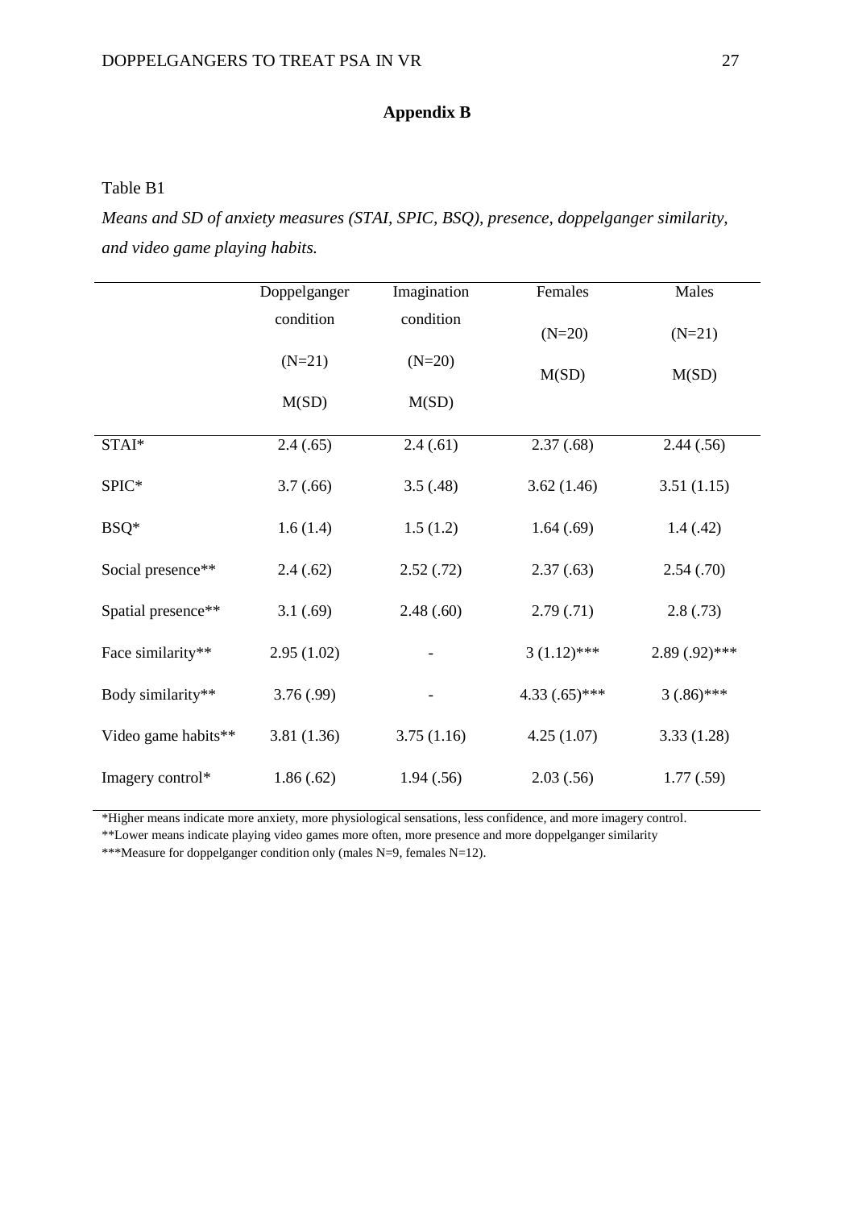## Appendix B

Table B1

*Means and SD of anxiety measures (STAI, SPIC, BSQ), presence, doppelganger similarity, and video game playing habits.*

| | Doppelganger condition (N=21) M(SD) | Imagination condition (N=20) M(SD) | Females (N=20) M(SD) | Males (N=21) M(SD) |
|---|---|---|---|---|
| STAI* | 2.4 (.65) | 2.4 (.61) | 2.37 (.68) | 2.44 (.56) |
| SPIC* | 3.7 (.66) | 3.5 (.48) | 3.62 (1.46) | 3.51 (1.15) |
| BSQ* | 1.6 (1.4) | 1.5 (1.2) | 1.64 (.69) | 1.4 (.42) |
| Social presence** | 2.4 (.62) | 2.52 (.72) | 2.37 (.63) | 2.54 (.70) |
| Spatial presence** | 3.1 (.69) | 2.48 (.60) | 2.79 (.71) | 2.8 (.73) |
| Face similarity** | 2.95 (1.02) | - | 3 (1.12)*** | 2.89 (.92)*** |
| Body similarity** | 3.76 (.99) | - | 4.33 (.65)*** | 3 (.86)*** |
| Video game habits** | 3.81 (1.36) | 3.75 (1.16) | 4.25 (1.07) | 3.33 (1.28) |
| Imagery control* | 1.86 (.62) | 1.94 (.56) | 2.03 (.56) | 1.77 (.59) |

*Higher means indicate more anxiety, more physiological sensations, less confidence, and more imagery control.

**Lower means indicate playing video games more often, more presence and more doppelganger similarity

***Measure for doppelganger condition only (males N=9, females N=12).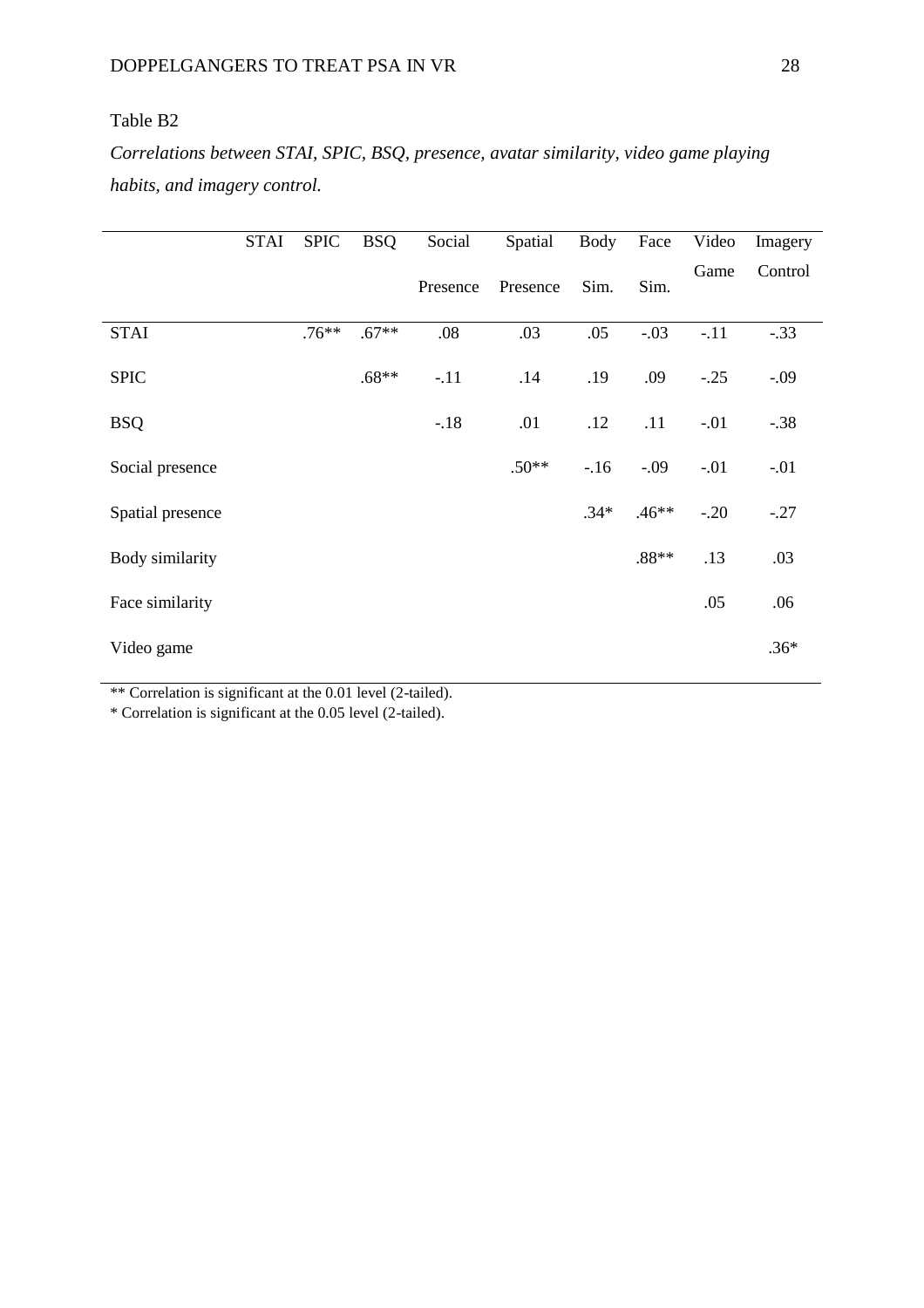Table B2

*Correlations between STAI, SPIC, BSQ, presence, avatar similarity, video game playing habits, and imagery control.*

| | STAI | SPIC | BSQ | Social Presence | Spatial Presence | Body Sim. | Face Sim. | Video Game | Imagery Control |
|---|---|---|---|---|---|---|---|---|---|
| STAI | | .76** | .67** | .08 | .03 | .05 | -.03 | -.11 | -.33 |
| SPIC | | | .68** | -.11 | .14 | .19 | .09 | -.25 | -.09 |
| BSQ | | | | -.18 | .01 | .12 | .11 | -.01 | -.38 |
| Social presence | | | | | .50** | -.16 | -.09 | -.01 | -.01 |
| Spatial presence | | | | | | .34* | .46** | -.20 | -.27 |
| Body similarity | | | | | | | .88** | .13 | .03 |
| Face similarity | | | | | | | | .05 | .06 |
| Video game | | | | | | | | | .36* |

** Correlation is significant at the 0.01 level (2-tailed).

* Correlation is significant at the 0.05 level (2-tailed).